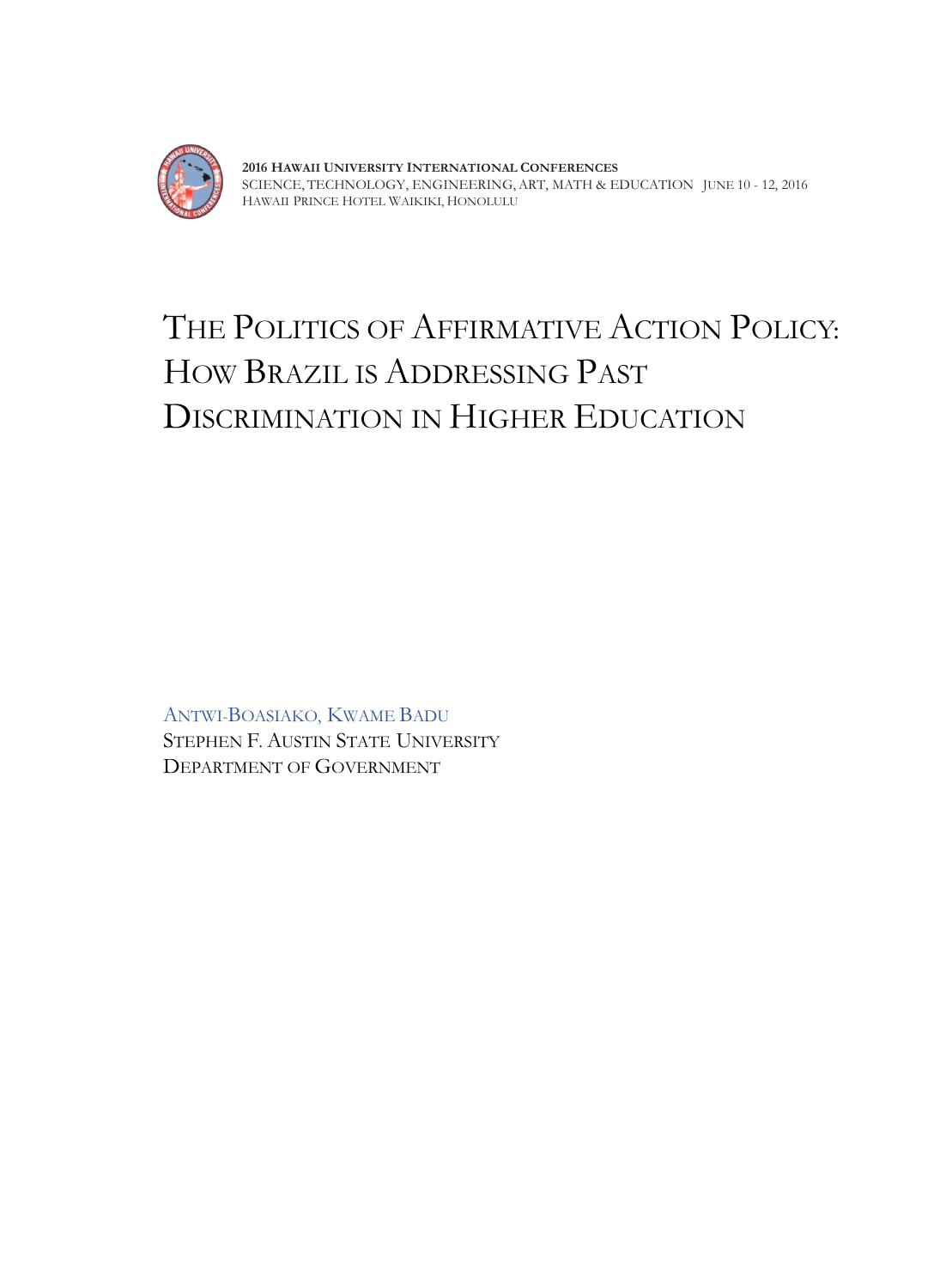2016 HAWAII UNIVERSITY INTERNATIONAL CONFERENCES
SCIENCE, TECHNOLOGY, ENGINEERING, ART, MATH & EDUCATION JUNE 10 - 12, 2016
HAWAII PRINCE HOTEL WAIKIKI, HONOLULU

# THE POLITICS OF AFFIRMATIVE ACTION POLICY: HOW BRAZIL IS ADDRESSING PAST DISCRIMINATION IN HIGHER EDUCATION

ANTWI-BOASIAKO, KWAME BADU
STEPHEN F. AUSTIN STATE UNIVERSITY
DEPARTMENT OF GOVERNMENT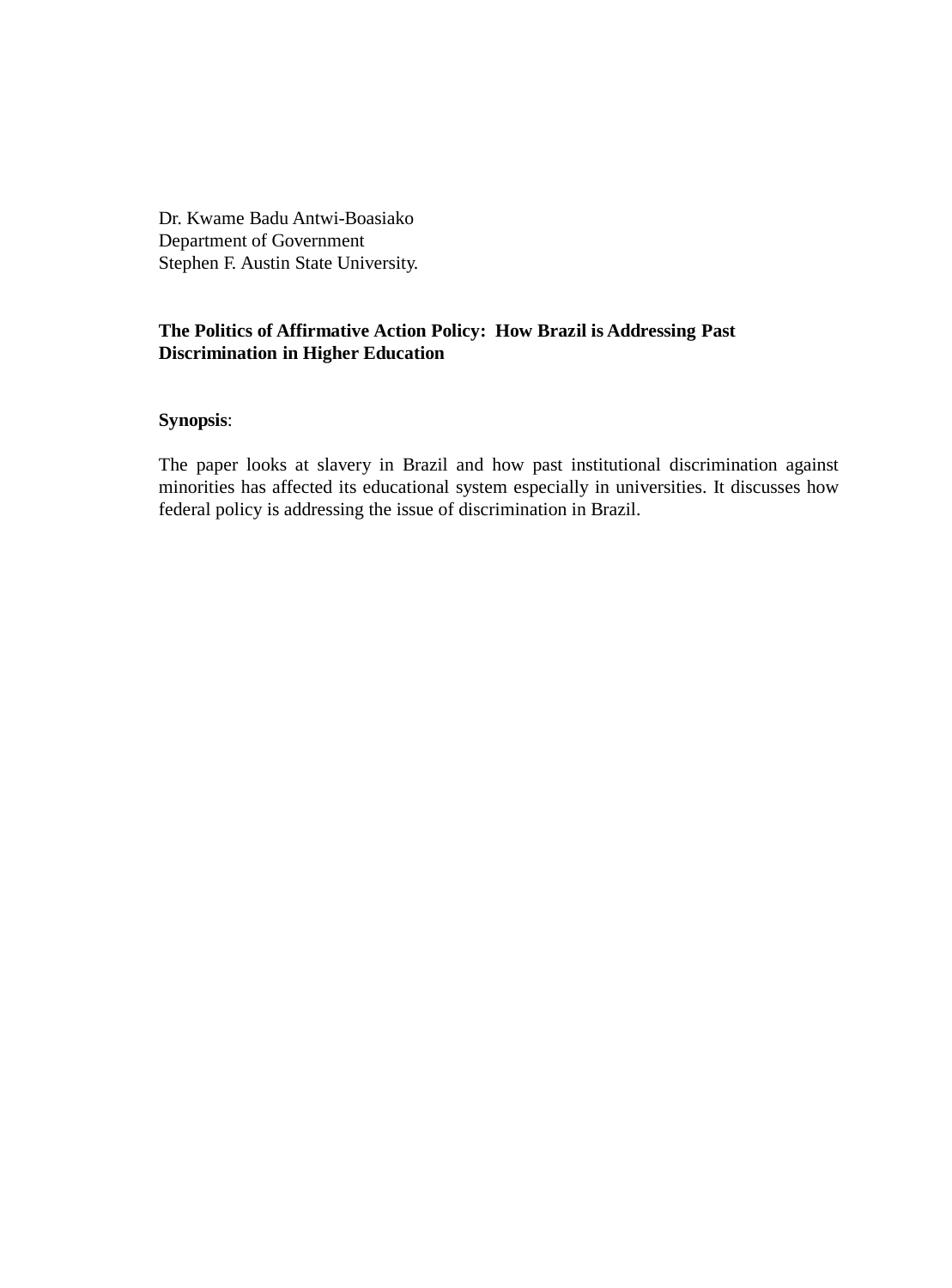Dr. Kwame Badu Antwi-Boasiako
Department of Government
Stephen F. Austin State University.

**The Politics of Affirmative Action Policy: How Brazil is Addressing Past Discrimination in Higher Education**

**Synopsis**:

The paper looks at slavery in Brazil and how past institutional discrimination against minorities has affected its educational system especially in universities. It discusses how federal policy is addressing the issue of discrimination in Brazil.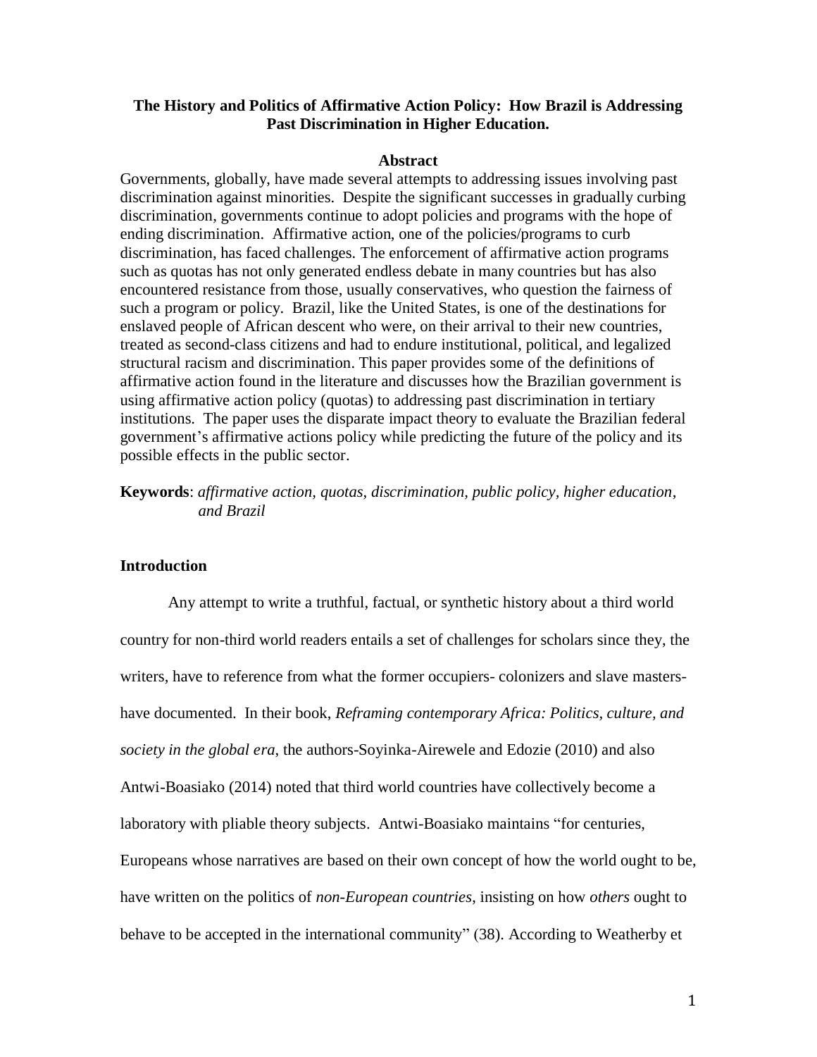**The History and Politics of Affirmative Action Policy: How Brazil is Addressing Past Discrimination in Higher Education.**

**Abstract**

Governments, globally, have made several attempts to addressing issues involving past discrimination against minorities. Despite the significant successes in gradually curbing discrimination, governments continue to adopt policies and programs with the hope of ending discrimination. Affirmative action, one of the policies/programs to curb discrimination, has faced challenges. The enforcement of affirmative action programs such as quotas has not only generated endless debate in many countries but has also encountered resistance from those, usually conservatives, who question the fairness of such a program or policy. Brazil, like the United States, is one of the destinations for enslaved people of African descent who were, on their arrival to their new countries, treated as second-class citizens and had to endure institutional, political, and legalized structural racism and discrimination. This paper provides some of the definitions of affirmative action found in the literature and discusses how the Brazilian government is using affirmative action policy (quotas) to addressing past discrimination in tertiary institutions. The paper uses the disparate impact theory to evaluate the Brazilian federal government's affirmative actions policy while predicting the future of the policy and its possible effects in the public sector.

**Keywords**: *affirmative action, quotas, discrimination, public policy, higher education, and Brazil*

## Introduction

Any attempt to write a truthful, factual, or synthetic history about a third world country for non-third world readers entails a set of challenges for scholars since they, the writers, have to reference from what the former occupiers- colonizers and slave masters- have documented. In their book, *Reframing contemporary Africa: Politics, culture, and society in the global era*, the authors-Soyinka-Airewele and Edozie (2010) and also Antwi-Boasiako (2014) noted that third world countries have collectively become a laboratory with pliable theory subjects. Antwi-Boasiako maintains "for centuries, Europeans whose narratives are based on their own concept of how the world ought to be, have written on the politics of *non-European countries*, insisting on how *others* ought to behave to be accepted in the international community" (38). According to Weatherby et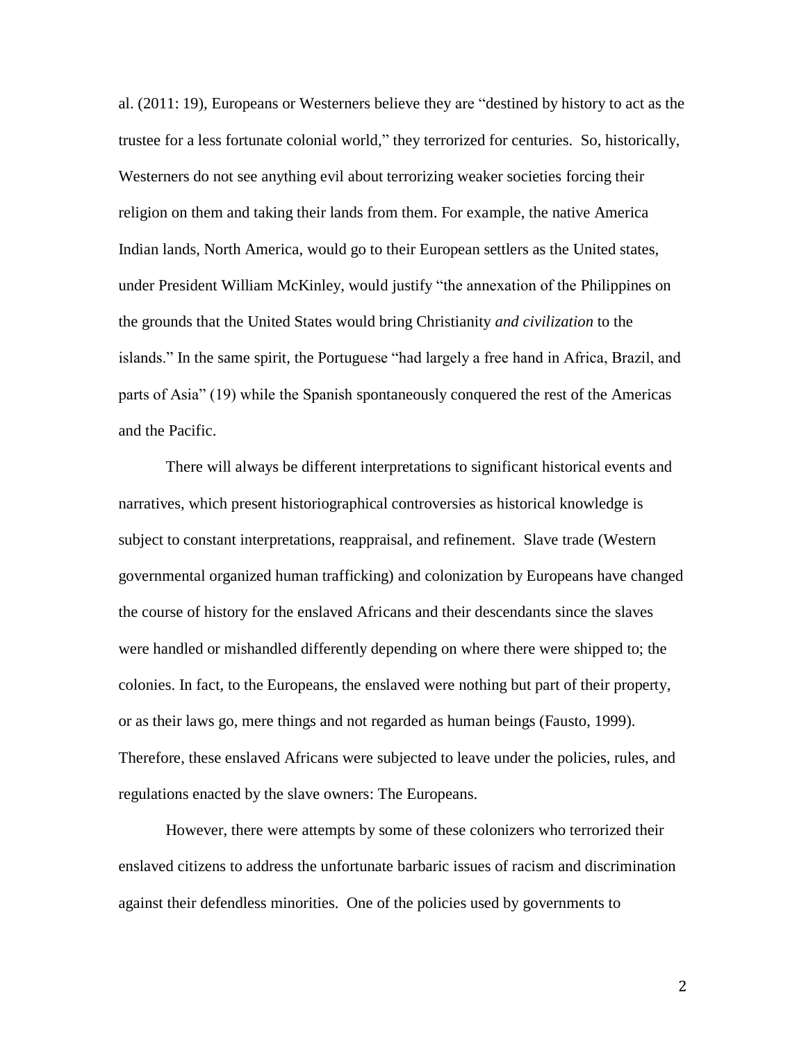al. (2011: 19), Europeans or Westerners believe they are "destined by history to act as the trustee for a less fortunate colonial world," they terrorized for centuries. So, historically, Westerners do not see anything evil about terrorizing weaker societies forcing their religion on them and taking their lands from them. For example, the native America Indian lands, North America, would go to their European settlers as the United states, under President William McKinley, would justify "the annexation of the Philippines on the grounds that the United States would bring Christianity *and civilization* to the islands." In the same spirit, the Portuguese "had largely a free hand in Africa, Brazil, and parts of Asia" (19) while the Spanish spontaneously conquered the rest of the Americas and the Pacific.

There will always be different interpretations to significant historical events and narratives, which present historiographical controversies as historical knowledge is subject to constant interpretations, reappraisal, and refinement. Slave trade (Western governmental organized human trafficking) and colonization by Europeans have changed the course of history for the enslaved Africans and their descendants since the slaves were handled or mishandled differently depending on where there were shipped to; the colonies. In fact, to the Europeans, the enslaved were nothing but part of their property, or as their laws go, mere things and not regarded as human beings (Fausto, 1999). Therefore, these enslaved Africans were subjected to leave under the policies, rules, and regulations enacted by the slave owners: The Europeans.

However, there were attempts by some of these colonizers who terrorized their enslaved citizens to address the unfortunate barbaric issues of racism and discrimination against their defendless minorities. One of the policies used by governments to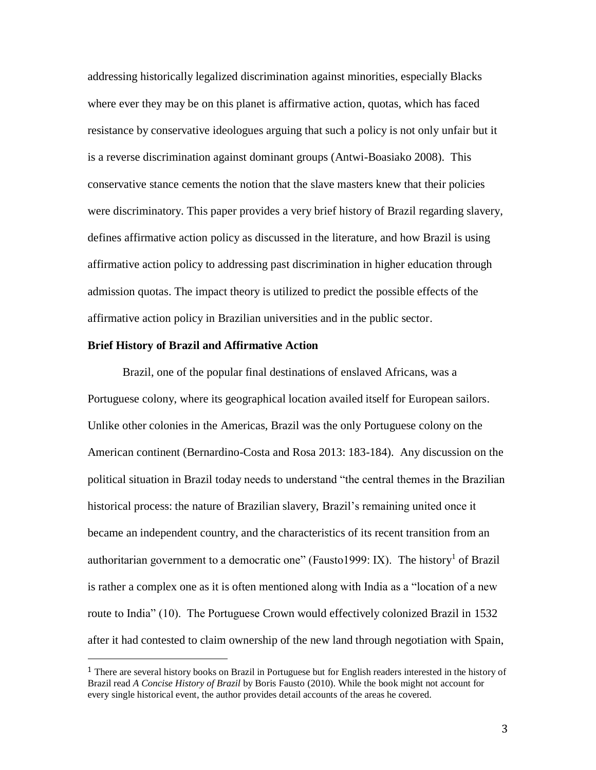addressing historically legalized discrimination against minorities, especially Blacks where ever they may be on this planet is affirmative action, quotas, which has faced resistance by conservative ideologues arguing that such a policy is not only unfair but it is a reverse discrimination against dominant groups (Antwi-Boasiako 2008). This conservative stance cements the notion that the slave masters knew that their policies were discriminatory. This paper provides a very brief history of Brazil regarding slavery, defines affirmative action policy as discussed in the literature, and how Brazil is using affirmative action policy to addressing past discrimination in higher education through admission quotas. The impact theory is utilized to predict the possible effects of the affirmative action policy in Brazilian universities and in the public sector.

**Brief History of Brazil and Affirmative Action**

Brazil, one of the popular final destinations of enslaved Africans, was a Portuguese colony, where its geographical location availed itself for European sailors. Unlike other colonies in the Americas, Brazil was the only Portuguese colony on the American continent (Bernardino-Costa and Rosa 2013: 183-184). Any discussion on the political situation in Brazil today needs to understand "the central themes in the Brazilian historical process: the nature of Brazilian slavery, Brazil's remaining united once it became an independent country, and the characteristics of its recent transition from an authoritarian government to a democratic one" (Fausto1999: IX). The history[1] of Brazil is rather a complex one as it is often mentioned along with India as a "location of a new route to India" (10). The Portuguese Crown would effectively colonized Brazil in 1532 after it had contested to claim ownership of the new land through negotiation with Spain,

[1] There are several history books on Brazil in Portuguese but for English readers interested in the history of Brazil read *A Concise History of Brazil* by Boris Fausto (2010). While the book might not account for every single historical event, the author provides detail accounts of the areas he covered.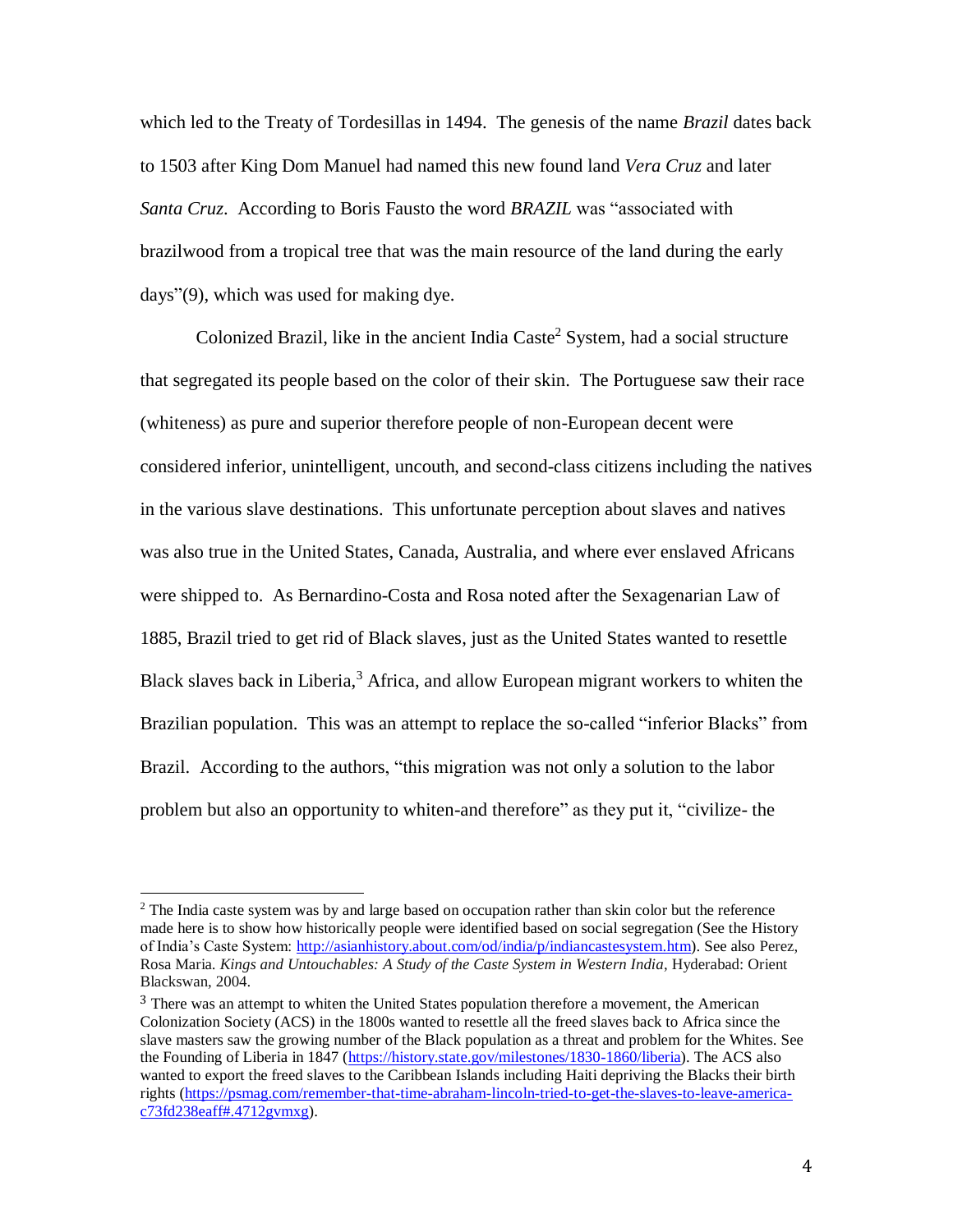which led to the Treaty of Tordesillas in 1494. The genesis of the name *Brazil* dates back to 1503 after King Dom Manuel had named this new found land *Vera Cruz* and later *Santa Cruz*. According to Boris Fausto the word *BRAZIL* was "associated with brazilwood from a tropical tree that was the main resource of the land during the early days"(9), which was used for making dye.

Colonized Brazil, like in the ancient India Caste[2] System, had a social structure that segregated its people based on the color of their skin. The Portuguese saw their race (whiteness) as pure and superior therefore people of non-European decent were considered inferior, unintelligent, uncouth, and second-class citizens including the natives in the various slave destinations. This unfortunate perception about slaves and natives was also true in the United States, Canada, Australia, and where ever enslaved Africans were shipped to. As Bernardino-Costa and Rosa noted after the Sexagenarian Law of 1885, Brazil tried to get rid of Black slaves, just as the United States wanted to resettle Black slaves back in Liberia,[3] Africa, and allow European migrant workers to whiten the Brazilian population. This was an attempt to replace the so-called "inferior Blacks" from Brazil. According to the authors, "this migration was not only a solution to the labor problem but also an opportunity to whiten-and therefore" as they put it, "civilize- the

---

[2] The India caste system was by and large based on occupation rather than skin color but the reference made here is to show how historically people were identified based on social segregation (See the History of India's Caste System: http://asianhistory.about.com/od/india/p/indiancastesystem.htm). See also Perez, Rosa Maria. *Kings and Untouchables: A Study of the Caste System in Western India*, Hyderabad: Orient Blackswan, 2004.

[3] There was an attempt to whiten the United States population therefore a movement, the American Colonization Society (ACS) in the 1800s wanted to resettle all the freed slaves back to Africa since the slave masters saw the growing number of the Black population as a threat and problem for the Whites. See the Founding of Liberia in 1847 (https://history.state.gov/milestones/1830-1860/liberia). The ACS also wanted to export the freed slaves to the Caribbean Islands including Haiti depriving the Blacks their birth rights (https://psmag.com/remember-that-time-abraham-lincoln-tried-to-get-the-slaves-to-leave-america-c73fd238eaff#.4712gvmxg).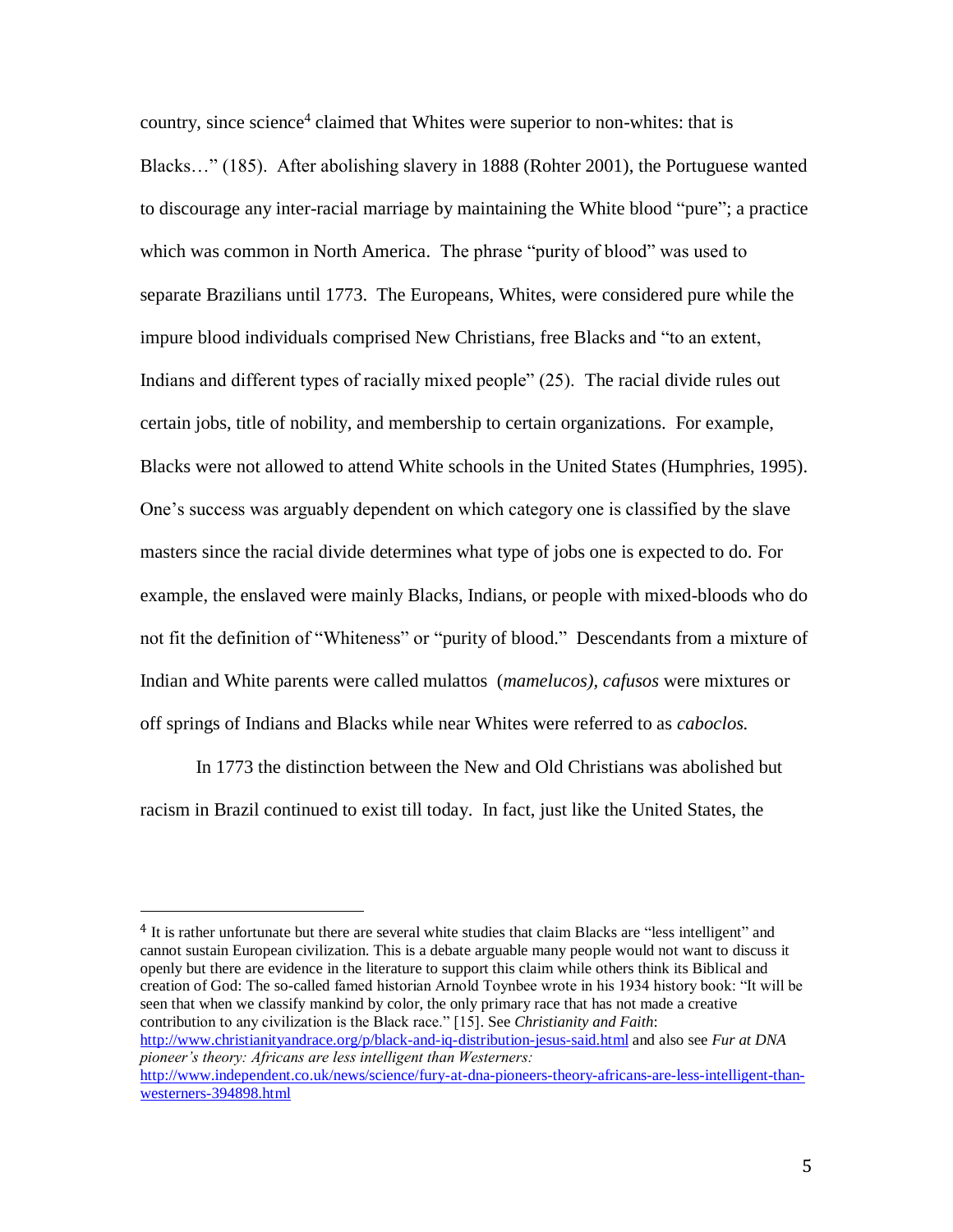country, since science[4] claimed that Whites were superior to non-whites: that is Blacks…" (185). After abolishing slavery in 1888 (Rohter 2001), the Portuguese wanted to discourage any inter-racial marriage by maintaining the White blood "pure"; a practice which was common in North America. The phrase "purity of blood" was used to separate Brazilians until 1773. The Europeans, Whites, were considered pure while the impure blood individuals comprised New Christians, free Blacks and "to an extent, Indians and different types of racially mixed people" (25). The racial divide rules out certain jobs, title of nobility, and membership to certain organizations. For example, Blacks were not allowed to attend White schools in the United States (Humphries, 1995). One's success was arguably dependent on which category one is classified by the slave masters since the racial divide determines what type of jobs one is expected to do. For example, the enslaved were mainly Blacks, Indians, or people with mixed-bloods who do not fit the definition of "Whiteness" or "purity of blood." Descendants from a mixture of Indian and White parents were called mulattos (*mamelucos), cafusos* were mixtures or off springs of Indians and Blacks while near Whites were referred to as *caboclos.*

In 1773 the distinction between the New and Old Christians was abolished but racism in Brazil continued to exist till today. In fact, just like the United States, the

[4] It is rather unfortunate but there are several white studies that claim Blacks are "less intelligent" and cannot sustain European civilization. This is a debate arguable many people would not want to discuss it openly but there are evidence in the literature to support this claim while others think its Biblical and creation of God: The so-called famed historian Arnold Toynbee wrote in his 1934 history book: "It will be seen that when we classify mankind by color, the only primary race that has not made a creative contribution to any civilization is the Black race." [15]. See *Christianity and Faith*: http://www.christianityandrace.org/p/black-and-iq-distribution-jesus-said.html and also see *Fur at DNA pioneer's theory: Africans are less intelligent than Westerners:* http://www.independent.co.uk/news/science/fury-at-dna-pioneers-theory-africans-are-less-intelligent-than-westerners-394898.html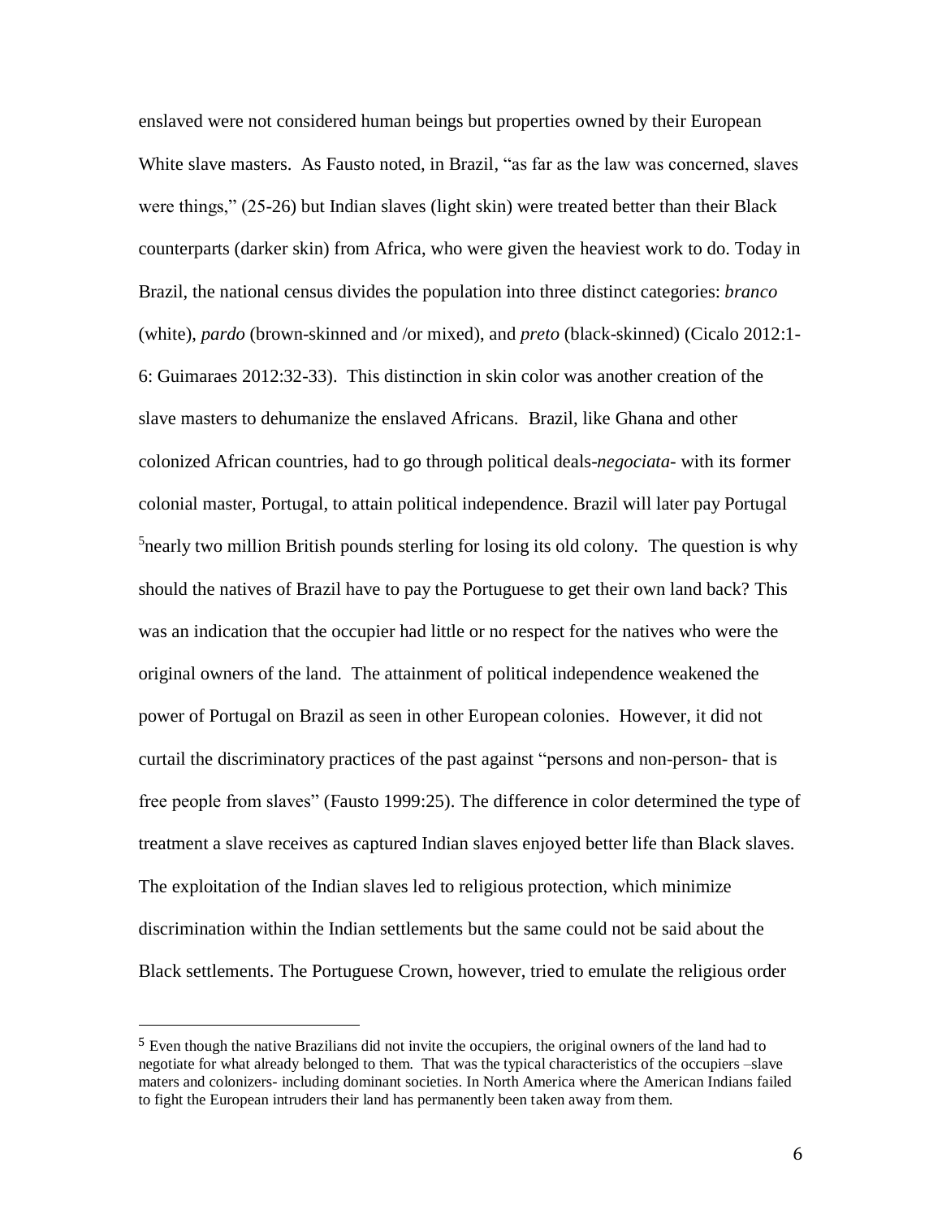enslaved were not considered human beings but properties owned by their European White slave masters. As Fausto noted, in Brazil, "as far as the law was concerned, slaves were things," (25-26) but Indian slaves (light skin) were treated better than their Black counterparts (darker skin) from Africa, who were given the heaviest work to do. Today in Brazil, the national census divides the population into three distinct categories: *branco* (white), *pardo* (brown-skinned and /or mixed), and *preto* (black-skinned) (Cicalo 2012:1-6: Guimaraes 2012:32-33). This distinction in skin color was another creation of the slave masters to dehumanize the enslaved Africans. Brazil, like Ghana and other colonized African countries, had to go through political deals-*negociata*- with its former colonial master, Portugal, to attain political independence. Brazil will later pay Portugal [5]nearly two million British pounds sterling for losing its old colony. The question is why should the natives of Brazil have to pay the Portuguese to get their own land back? This was an indication that the occupier had little or no respect for the natives who were the original owners of the land. The attainment of political independence weakened the power of Portugal on Brazil as seen in other European colonies. However, it did not curtail the discriminatory practices of the past against "persons and non-person- that is free people from slaves" (Fausto 1999:25). The difference in color determined the type of treatment a slave receives as captured Indian slaves enjoyed better life than Black slaves. The exploitation of the Indian slaves led to religious protection, which minimize discrimination within the Indian settlements but the same could not be said about the Black settlements. The Portuguese Crown, however, tried to emulate the religious order

[5] Even though the native Brazilians did not invite the occupiers, the original owners of the land had to negotiate for what already belonged to them. That was the typical characteristics of the occupiers –slave maters and colonizers- including dominant societies. In North America where the American Indians failed to fight the European intruders their land has permanently been taken away from them.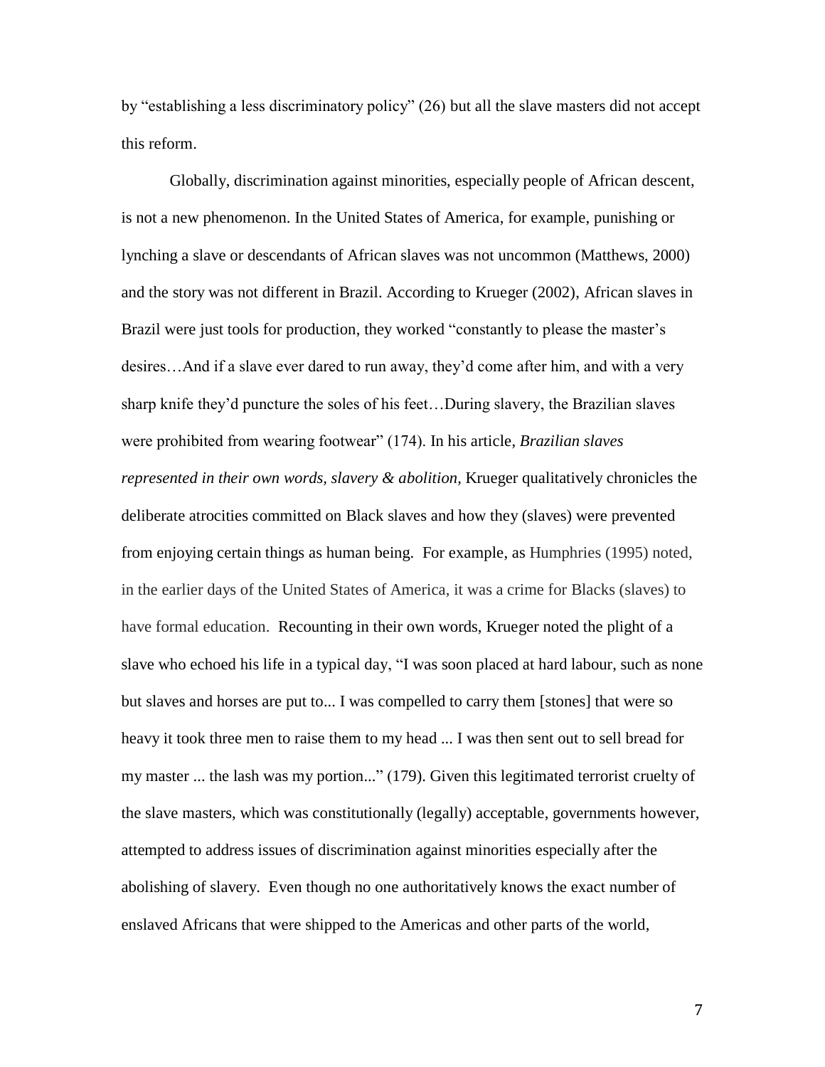by "establishing a less discriminatory policy" (26) but all the slave masters did not accept this reform.

Globally, discrimination against minorities, especially people of African descent, is not a new phenomenon. In the United States of America, for example, punishing or lynching a slave or descendants of African slaves was not uncommon (Matthews, 2000) and the story was not different in Brazil. According to Krueger (2002), African slaves in Brazil were just tools for production, they worked "constantly to please the master's desires…And if a slave ever dared to run away, they'd come after him, and with a very sharp knife they'd puncture the soles of his feet…During slavery, the Brazilian slaves were prohibited from wearing footwear" (174). In his article, *Brazilian slaves represented in their own words, slavery & abolition,* Krueger qualitatively chronicles the deliberate atrocities committed on Black slaves and how they (slaves) were prevented from enjoying certain things as human being. For example, as Humphries (1995) noted, in the earlier days of the United States of America, it was a crime for Blacks (slaves) to have formal education. Recounting in their own words, Krueger noted the plight of a slave who echoed his life in a typical day, "I was soon placed at hard labour, such as none but slaves and horses are put to... I was compelled to carry them [stones] that were so heavy it took three men to raise them to my head ... I was then sent out to sell bread for my master ... the lash was my portion..." (179). Given this legitimated terrorist cruelty of the slave masters, which was constitutionally (legally) acceptable, governments however, attempted to address issues of discrimination against minorities especially after the abolishing of slavery. Even though no one authoritatively knows the exact number of enslaved Africans that were shipped to the Americas and other parts of the world,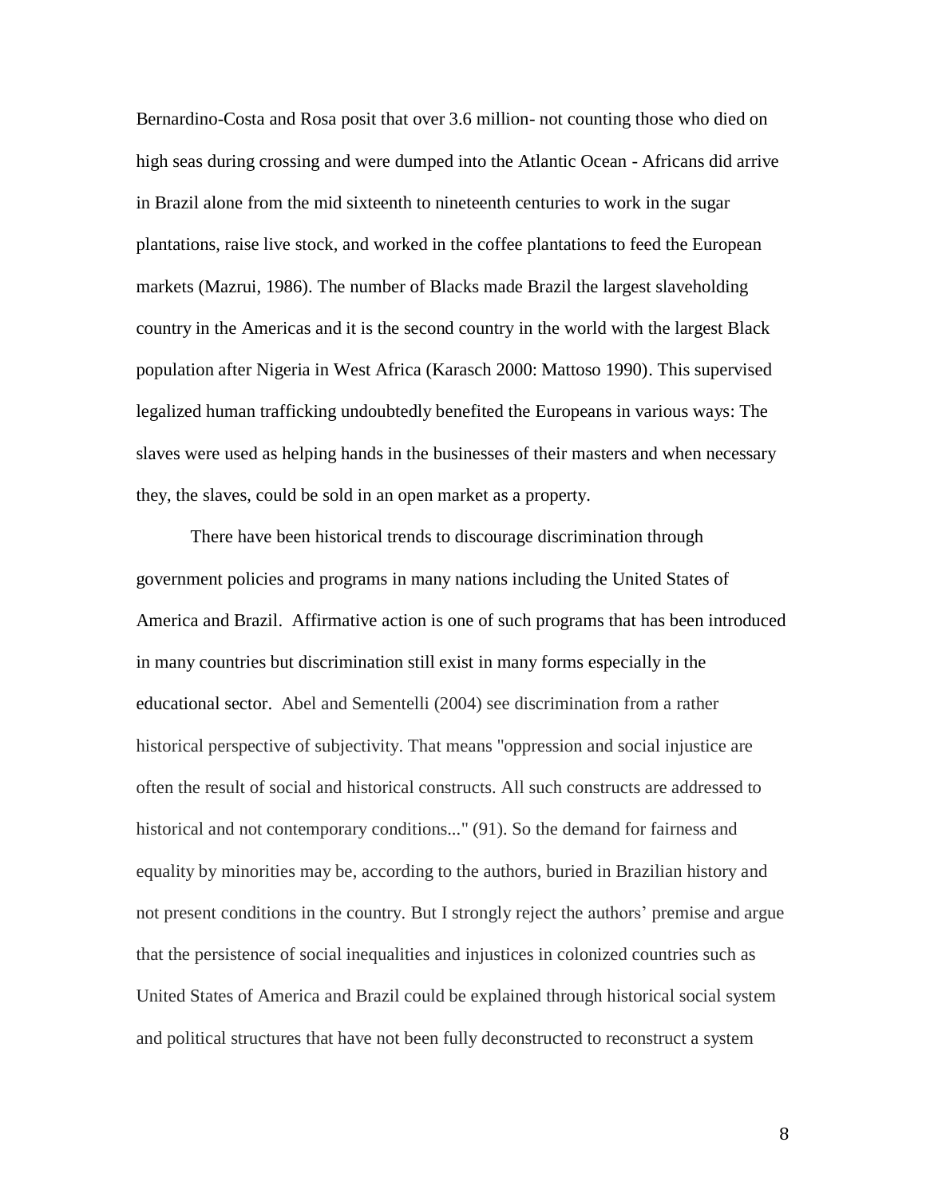Bernardino-Costa and Rosa posit that over 3.6 million- not counting those who died on high seas during crossing and were dumped into the Atlantic Ocean - Africans did arrive in Brazil alone from the mid sixteenth to nineteenth centuries to work in the sugar plantations, raise live stock, and worked in the coffee plantations to feed the European markets (Mazrui, 1986). The number of Blacks made Brazil the largest slaveholding country in the Americas and it is the second country in the world with the largest Black population after Nigeria in West Africa (Karasch 2000: Mattoso 1990). This supervised legalized human trafficking undoubtedly benefited the Europeans in various ways: The slaves were used as helping hands in the businesses of their masters and when necessary they, the slaves, could be sold in an open market as a property.

There have been historical trends to discourage discrimination through government policies and programs in many nations including the United States of America and Brazil. Affirmative action is one of such programs that has been introduced in many countries but discrimination still exist in many forms especially in the educational sector. Abel and Sementelli (2004) see discrimination from a rather historical perspective of subjectivity. That means "oppression and social injustice are often the result of social and historical constructs. All such constructs are addressed to historical and not contemporary conditions..." (91). So the demand for fairness and equality by minorities may be, according to the authors, buried in Brazilian history and not present conditions in the country. But I strongly reject the authors' premise and argue that the persistence of social inequalities and injustices in colonized countries such as United States of America and Brazil could be explained through historical social system and political structures that have not been fully deconstructed to reconstruct a system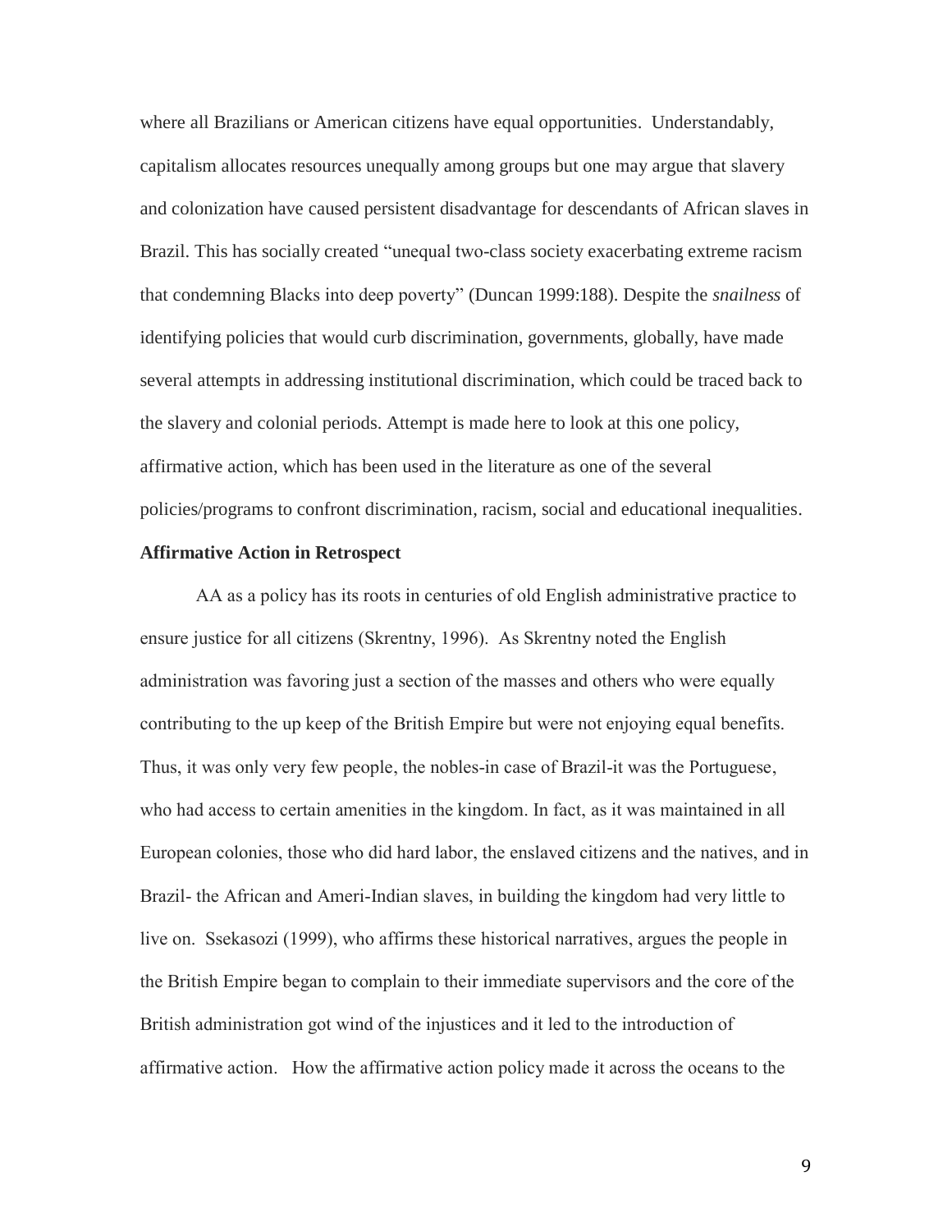where all Brazilians or American citizens have equal opportunities. Understandably, capitalism allocates resources unequally among groups but one may argue that slavery and colonization have caused persistent disadvantage for descendants of African slaves in Brazil. This has socially created "unequal two-class society exacerbating extreme racism that condemning Blacks into deep poverty" (Duncan 1999:188). Despite the *snailness* of identifying policies that would curb discrimination, governments, globally, have made several attempts in addressing institutional discrimination, which could be traced back to the slavery and colonial periods. Attempt is made here to look at this one policy, affirmative action, which has been used in the literature as one of the several policies/programs to confront discrimination, racism, social and educational inequalities.

**Affirmative Action in Retrospect**

AA as a policy has its roots in centuries of old English administrative practice to ensure justice for all citizens (Skrentny, 1996). As Skrentny noted the English administration was favoring just a section of the masses and others who were equally contributing to the up keep of the British Empire but were not enjoying equal benefits. Thus, it was only very few people, the nobles-in case of Brazil-it was the Portuguese, who had access to certain amenities in the kingdom. In fact, as it was maintained in all European colonies, those who did hard labor, the enslaved citizens and the natives, and in Brazil- the African and Ameri-Indian slaves, in building the kingdom had very little to live on. Ssekasozi (1999), who affirms these historical narratives, argues the people in the British Empire began to complain to their immediate supervisors and the core of the British administration got wind of the injustices and it led to the introduction of affirmative action. How the affirmative action policy made it across the oceans to the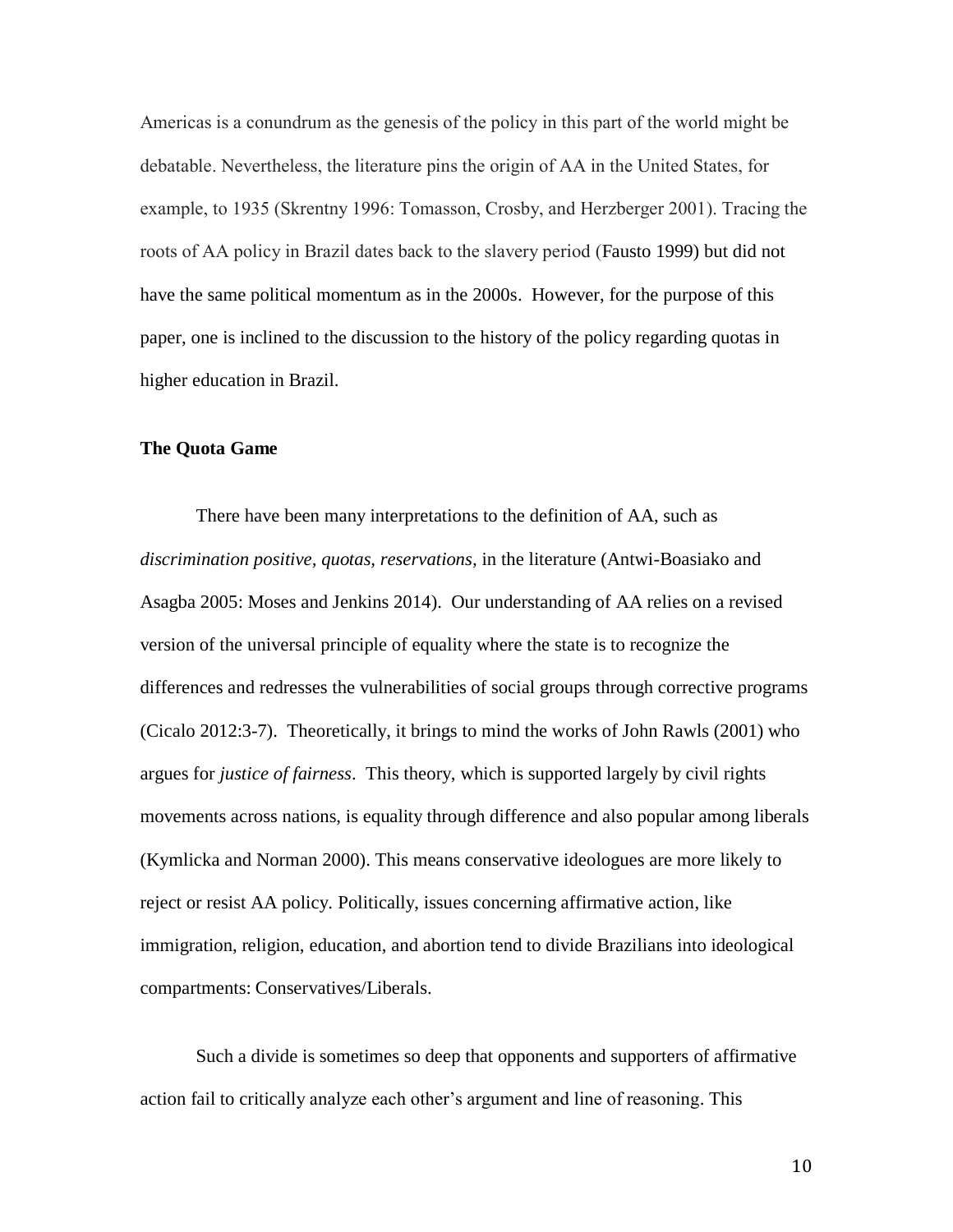Americas is a conundrum as the genesis of the policy in this part of the world might be debatable. Nevertheless, the literature pins the origin of AA in the United States, for example, to 1935 (Skrentny 1996: Tomasson, Crosby, and Herzberger 2001). Tracing the roots of AA policy in Brazil dates back to the slavery period (Fausto 1999) but did not have the same political momentum as in the 2000s. However, for the purpose of this paper, one is inclined to the discussion to the history of the policy regarding quotas in higher education in Brazil.

**The Quota Game**

There have been many interpretations to the definition of AA, such as *discrimination positive, quotas, reservations,* in the literature (Antwi-Boasiako and Asagba 2005: Moses and Jenkins 2014). Our understanding of AA relies on a revised version of the universal principle of equality where the state is to recognize the differences and redresses the vulnerabilities of social groups through corrective programs (Cicalo 2012:3-7). Theoretically, it brings to mind the works of John Rawls (2001) who argues for *justice of fairness*. This theory, which is supported largely by civil rights movements across nations, is equality through difference and also popular among liberals (Kymlicka and Norman 2000). This means conservative ideologues are more likely to reject or resist AA policy. Politically, issues concerning affirmative action, like immigration, religion, education, and abortion tend to divide Brazilians into ideological compartments: Conservatives/Liberals.

Such a divide is sometimes so deep that opponents and supporters of affirmative action fail to critically analyze each other's argument and line of reasoning. This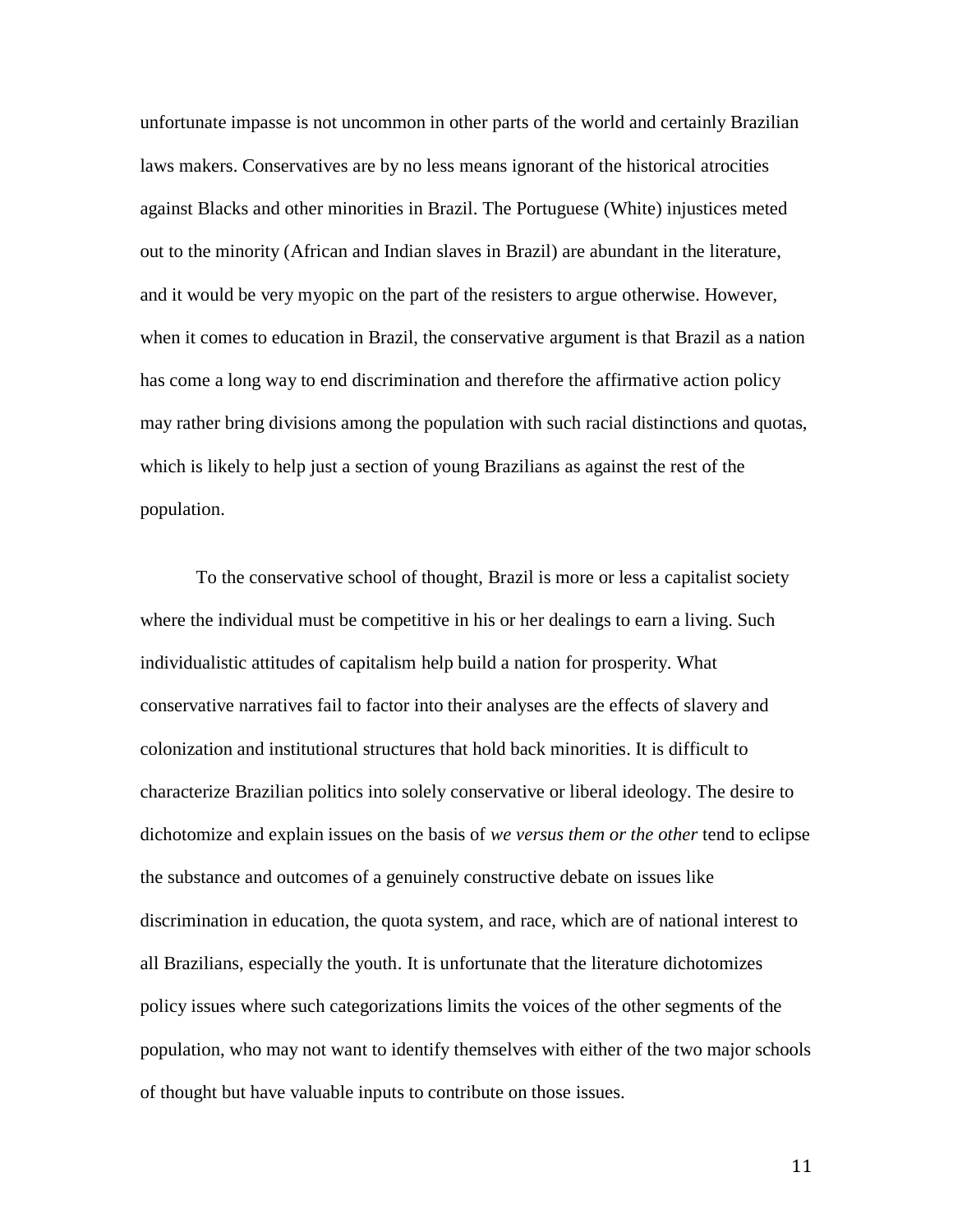unfortunate impasse is not uncommon in other parts of the world and certainly Brazilian laws makers. Conservatives are by no less means ignorant of the historical atrocities against Blacks and other minorities in Brazil. The Portuguese (White) injustices meted out to the minority (African and Indian slaves in Brazil) are abundant in the literature, and it would be very myopic on the part of the resisters to argue otherwise. However, when it comes to education in Brazil, the conservative argument is that Brazil as a nation has come a long way to end discrimination and therefore the affirmative action policy may rather bring divisions among the population with such racial distinctions and quotas, which is likely to help just a section of young Brazilians as against the rest of the population.

To the conservative school of thought, Brazil is more or less a capitalist society where the individual must be competitive in his or her dealings to earn a living. Such individualistic attitudes of capitalism help build a nation for prosperity. What conservative narratives fail to factor into their analyses are the effects of slavery and colonization and institutional structures that hold back minorities. It is difficult to characterize Brazilian politics into solely conservative or liberal ideology. The desire to dichotomize and explain issues on the basis of *we versus them or the other* tend to eclipse the substance and outcomes of a genuinely constructive debate on issues like discrimination in education, the quota system, and race, which are of national interest to all Brazilians, especially the youth. It is unfortunate that the literature dichotomizes policy issues where such categorizations limits the voices of the other segments of the population, who may not want to identify themselves with either of the two major schools of thought but have valuable inputs to contribute on those issues.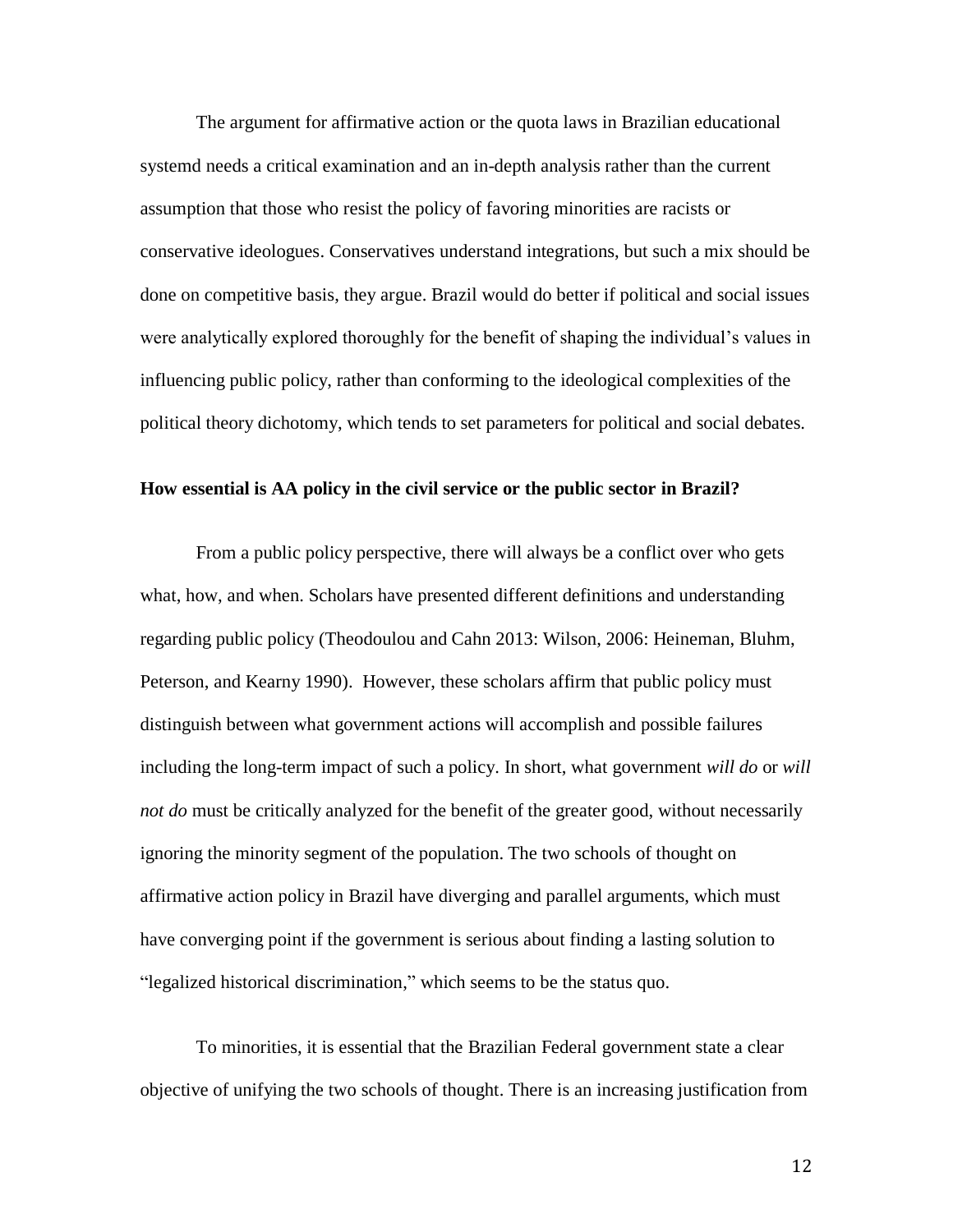The argument for affirmative action or the quota laws in Brazilian educational systemd needs a critical examination and an in-depth analysis rather than the current assumption that those who resist the policy of favoring minorities are racists or conservative ideologues. Conservatives understand integrations, but such a mix should be done on competitive basis, they argue. Brazil would do better if political and social issues were analytically explored thoroughly for the benefit of shaping the individual's values in influencing public policy, rather than conforming to the ideological complexities of the political theory dichotomy, which tends to set parameters for political and social debates.

**How essential is AA policy in the civil service or the public sector in Brazil?**

From a public policy perspective, there will always be a conflict over who gets what, how, and when. Scholars have presented different definitions and understanding regarding public policy (Theodoulou and Cahn 2013: Wilson, 2006: Heineman, Bluhm, Peterson, and Kearny 1990). However, these scholars affirm that public policy must distinguish between what government actions will accomplish and possible failures including the long-term impact of such a policy. In short, what government *will do* or *will not do* must be critically analyzed for the benefit of the greater good, without necessarily ignoring the minority segment of the population. The two schools of thought on affirmative action policy in Brazil have diverging and parallel arguments, which must have converging point if the government is serious about finding a lasting solution to "legalized historical discrimination," which seems to be the status quo.

To minorities, it is essential that the Brazilian Federal government state a clear objective of unifying the two schools of thought. There is an increasing justification from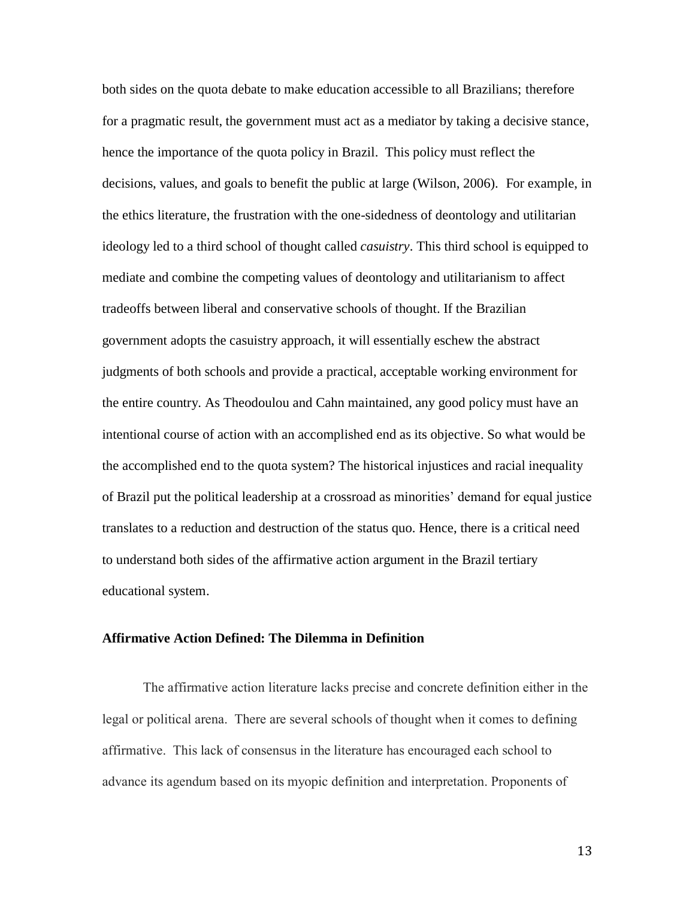both sides on the quota debate to make education accessible to all Brazilians; therefore for a pragmatic result, the government must act as a mediator by taking a decisive stance, hence the importance of the quota policy in Brazil. This policy must reflect the decisions, values, and goals to benefit the public at large (Wilson, 2006). For example, in the ethics literature, the frustration with the one-sidedness of deontology and utilitarian ideology led to a third school of thought called *casuistry*. This third school is equipped to mediate and combine the competing values of deontology and utilitarianism to affect tradeoffs between liberal and conservative schools of thought. If the Brazilian government adopts the casuistry approach, it will essentially eschew the abstract judgments of both schools and provide a practical, acceptable working environment for the entire country. As Theodoulou and Cahn maintained, any good policy must have an intentional course of action with an accomplished end as its objective. So what would be the accomplished end to the quota system? The historical injustices and racial inequality of Brazil put the political leadership at a crossroad as minorities' demand for equal justice translates to a reduction and destruction of the status quo. Hence, there is a critical need to understand both sides of the affirmative action argument in the Brazil tertiary educational system.

### Affirmative Action Defined: The Dilemma in Definition

The affirmative action literature lacks precise and concrete definition either in the legal or political arena. There are several schools of thought when it comes to defining affirmative. This lack of consensus in the literature has encouraged each school to advance its agendum based on its myopic definition and interpretation. Proponents of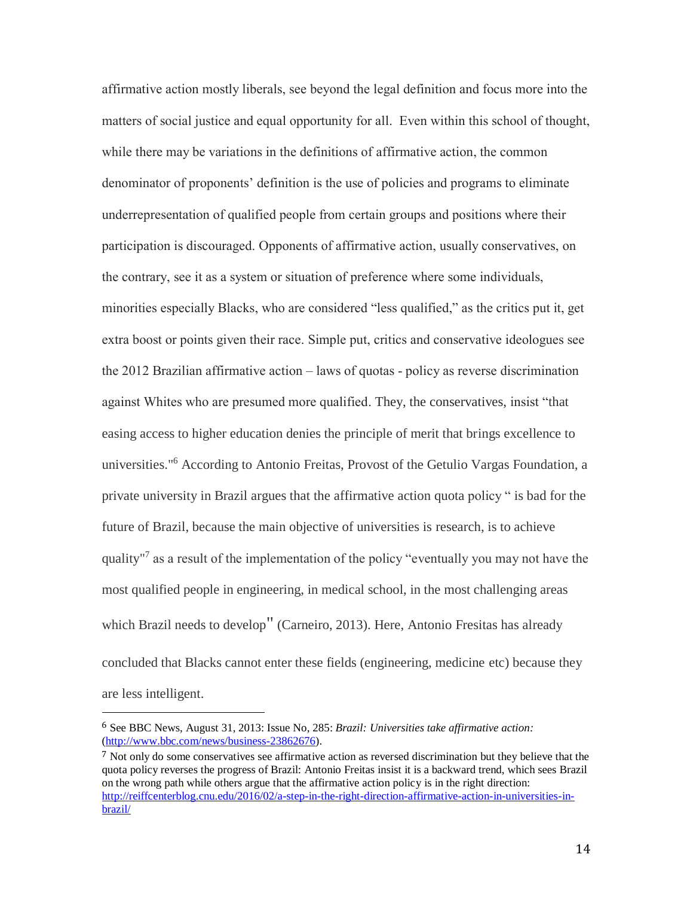affirmative action mostly liberals, see beyond the legal definition and focus more into the matters of social justice and equal opportunity for all. Even within this school of thought, while there may be variations in the definitions of affirmative action, the common denominator of proponents' definition is the use of policies and programs to eliminate underrepresentation of qualified people from certain groups and positions where their participation is discouraged. Opponents of affirmative action, usually conservatives, on the contrary, see it as a system or situation of preference where some individuals, minorities especially Blacks, who are considered "less qualified," as the critics put it, get extra boost or points given their race. Simple put, critics and conservative ideologues see the 2012 Brazilian affirmative action – laws of quotas - policy as reverse discrimination against Whites who are presumed more qualified. They, the conservatives, insist "that easing access to higher education denies the principle of merit that brings excellence to universities."[6] According to Antonio Freitas, Provost of the Getulio Vargas Foundation, a private university in Brazil argues that the affirmative action quota policy " is bad for the future of Brazil, because the main objective of universities is research, is to achieve quality"[7] as a result of the implementation of the policy "eventually you may not have the most qualified people in engineering, in medical school, in the most challenging areas which Brazil needs to develop" (Carneiro, 2013). Here, Antonio Fresitas has already concluded that Blacks cannot enter these fields (engineering, medicine etc) because they are less intelligent.

---

[6] See BBC News, August 31, 2013: Issue No, 285: *Brazil: Universities take affirmative action:* (http://www.bbc.com/news/business-23862676).

[7] Not only do some conservatives see affirmative action as reversed discrimination but they believe that the quota policy reverses the progress of Brazil: Antonio Freitas insist it is a backward trend, which sees Brazil on the wrong path while others argue that the affirmative action policy is in the right direction: http://reiffcenterblog.cnu.edu/2016/02/a-step-in-the-right-direction-affirmative-action-in-universities-in-brazil/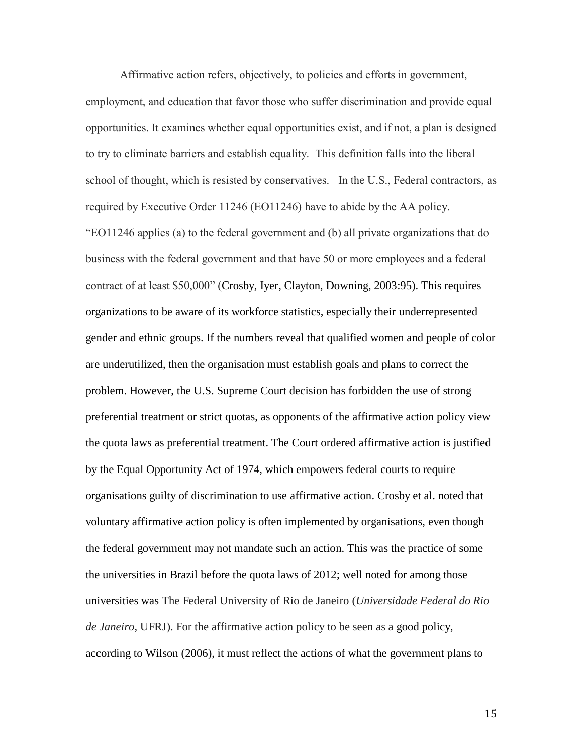Affirmative action refers, objectively, to policies and efforts in government, employment, and education that favor those who suffer discrimination and provide equal opportunities. It examines whether equal opportunities exist, and if not, a plan is designed to try to eliminate barriers and establish equality. This definition falls into the liberal school of thought, which is resisted by conservatives. In the U.S., Federal contractors, as required by Executive Order 11246 (EO11246) have to abide by the AA policy. "EO11246 applies (a) to the federal government and (b) all private organizations that do business with the federal government and that have 50 or more employees and a federal contract of at least \$50,000" (Crosby, Iyer, Clayton, Downing, 2003:95). This requires organizations to be aware of its workforce statistics, especially their underrepresented gender and ethnic groups. If the numbers reveal that qualified women and people of color are underutilized, then the organisation must establish goals and plans to correct the problem. However, the U.S. Supreme Court decision has forbidden the use of strong preferential treatment or strict quotas, as opponents of the affirmative action policy view the quota laws as preferential treatment. The Court ordered affirmative action is justified by the Equal Opportunity Act of 1974, which empowers federal courts to require organisations guilty of discrimination to use affirmative action. Crosby et al. noted that voluntary affirmative action policy is often implemented by organisations, even though the federal government may not mandate such an action. This was the practice of some the universities in Brazil before the quota laws of 2012; well noted for among those universities was The Federal University of Rio de Janeiro (*Universidade Federal do Rio de Janeiro*, UFRJ). For the affirmative action policy to be seen as a good policy, according to Wilson (2006), it must reflect the actions of what the government plans to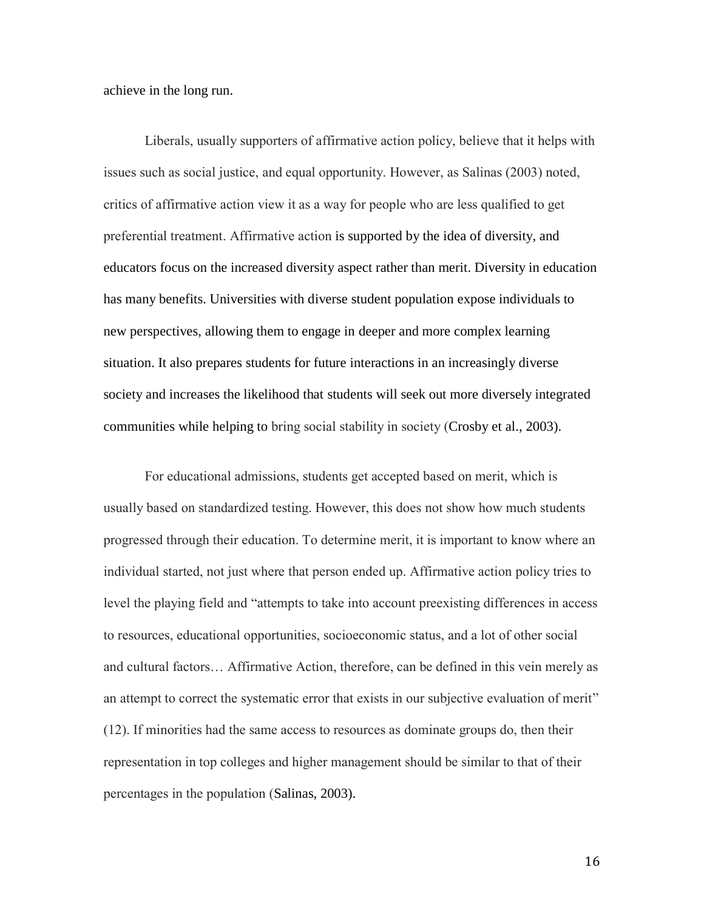achieve in the long run.

Liberals, usually supporters of affirmative action policy, believe that it helps with issues such as social justice, and equal opportunity. However, as Salinas (2003) noted, critics of affirmative action view it as a way for people who are less qualified to get preferential treatment. Affirmative action is supported by the idea of diversity, and educators focus on the increased diversity aspect rather than merit. Diversity in education has many benefits. Universities with diverse student population expose individuals to new perspectives, allowing them to engage in deeper and more complex learning situation. It also prepares students for future interactions in an increasingly diverse society and increases the likelihood that students will seek out more diversely integrated communities while helping to bring social stability in society (Crosby et al., 2003).

For educational admissions, students get accepted based on merit, which is usually based on standardized testing. However, this does not show how much students progressed through their education. To determine merit, it is important to know where an individual started, not just where that person ended up. Affirmative action policy tries to level the playing field and "attempts to take into account preexisting differences in access to resources, educational opportunities, socioeconomic status, and a lot of other social and cultural factors… Affirmative Action, therefore, can be defined in this vein merely as an attempt to correct the systematic error that exists in our subjective evaluation of merit" (12). If minorities had the same access to resources as dominate groups do, then their representation in top colleges and higher management should be similar to that of their percentages in the population (Salinas, 2003).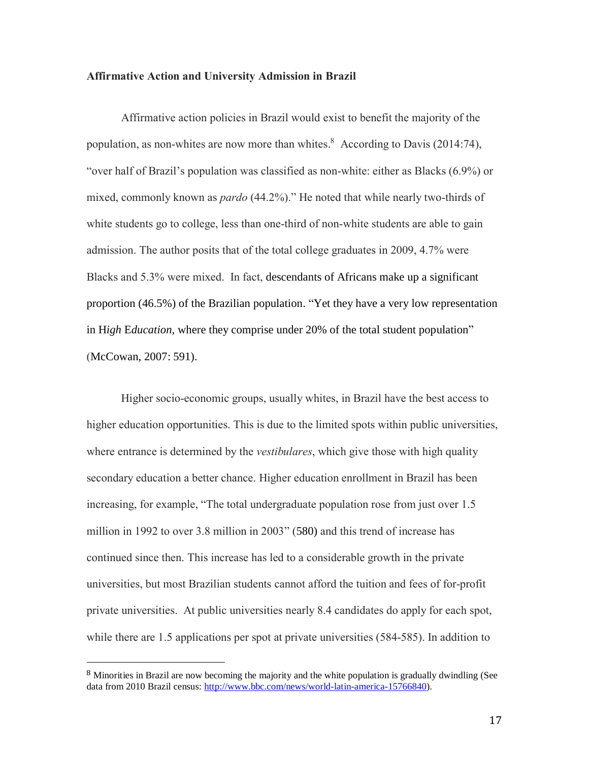**Affirmative Action and University Admission in Brazil**

Affirmative action policies in Brazil would exist to benefit the majority of the population, as non-whites are now more than whites.[8] According to Davis (2014:74), "over half of Brazil's population was classified as non-white: either as Blacks (6.9%) or mixed, commonly known as *pardo* (44.2%)." He noted that while nearly two-thirds of white students go to college, less than one-third of non-white students are able to gain admission. The author posits that of the total college graduates in 2009, 4.7% were Blacks and 5.3% were mixed. In fact, descendants of Africans make up a significant proportion (46.5%) of the Brazilian population. "Yet they have a very low representation in H*igh* E*ducation*, where they comprise under 20% of the total student population" (McCowan, 2007: 591).

Higher socio-economic groups, usually whites, in Brazil have the best access to higher education opportunities. This is due to the limited spots within public universities, where entrance is determined by the *vestibulares*, which give those with high quality secondary education a better chance. Higher education enrollment in Brazil has been increasing, for example, "The total undergraduate population rose from just over 1.5 million in 1992 to over 3.8 million in 2003" (580) and this trend of increase has continued since then. This increase has led to a considerable growth in the private universities, but most Brazilian students cannot afford the tuition and fees of for-profit private universities. At public universities nearly 8.4 candidates do apply for each spot, while there are 1.5 applications per spot at private universities (584-585). In addition to

---

[8] Minorities in Brazil are now becoming the majority and the white population is gradually dwindling (See data from 2010 Brazil census: http://www.bbc.com/news/world-latin-america-15766840).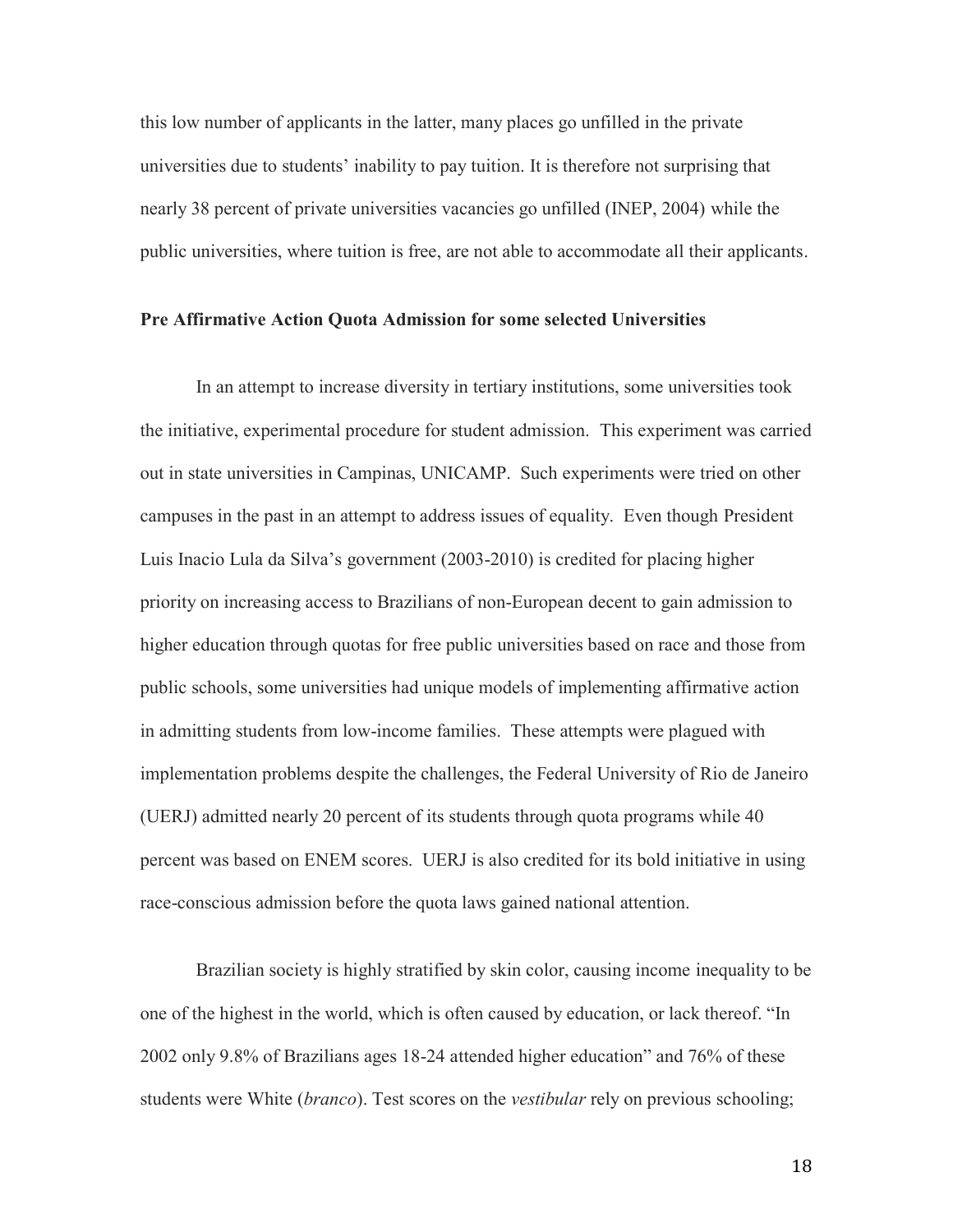this low number of applicants in the latter, many places go unfilled in the private universities due to students' inability to pay tuition. It is therefore not surprising that nearly 38 percent of private universities vacancies go unfilled (INEP, 2004) while the public universities, where tuition is free, are not able to accommodate all their applicants.

**Pre Affirmative Action Quota Admission for some selected Universities**

In an attempt to increase diversity in tertiary institutions, some universities took the initiative, experimental procedure for student admission. This experiment was carried out in state universities in Campinas, UNICAMP. Such experiments were tried on other campuses in the past in an attempt to address issues of equality. Even though President Luis Inacio Lula da Silva's government (2003-2010) is credited for placing higher priority on increasing access to Brazilians of non-European decent to gain admission to higher education through quotas for free public universities based on race and those from public schools, some universities had unique models of implementing affirmative action in admitting students from low-income families. These attempts were plagued with implementation problems despite the challenges, the Federal University of Rio de Janeiro (UERJ) admitted nearly 20 percent of its students through quota programs while 40 percent was based on ENEM scores. UERJ is also credited for its bold initiative in using race-conscious admission before the quota laws gained national attention.

Brazilian society is highly stratified by skin color, causing income inequality to be one of the highest in the world, which is often caused by education, or lack thereof. "In 2002 only 9.8% of Brazilians ages 18-24 attended higher education" and 76% of these students were White (*branco*). Test scores on the *vestibular* rely on previous schooling;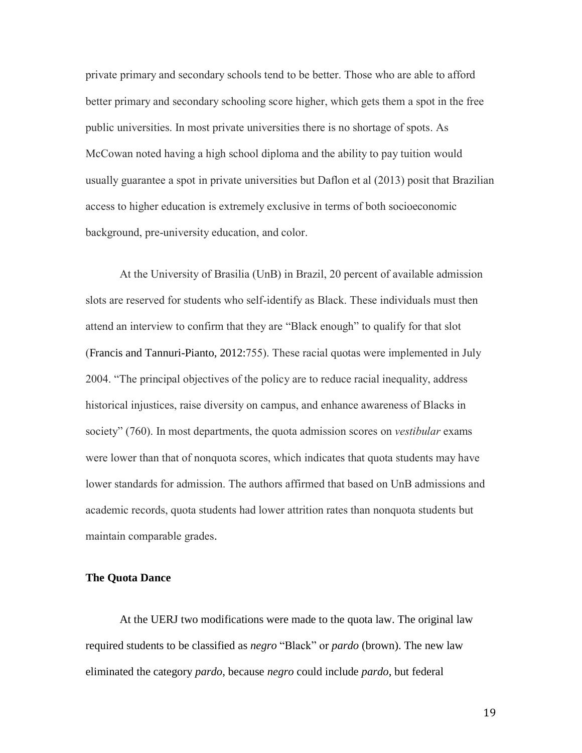private primary and secondary schools tend to be better. Those who are able to afford better primary and secondary schooling score higher, which gets them a spot in the free public universities. In most private universities there is no shortage of spots. As McCowan noted having a high school diploma and the ability to pay tuition would usually guarantee a spot in private universities but Daflon et al (2013) posit that Brazilian access to higher education is extremely exclusive in terms of both socioeconomic background, pre-university education, and color.

At the University of Brasilia (UnB) in Brazil, 20 percent of available admission slots are reserved for students who self-identify as Black. These individuals must then attend an interview to confirm that they are "Black enough" to qualify for that slot (Francis and Tannuri-Pianto, 2012:755). These racial quotas were implemented in July 2004. "The principal objectives of the policy are to reduce racial inequality, address historical injustices, raise diversity on campus, and enhance awareness of Blacks in society" (760). In most departments, the quota admission scores on *vestibular* exams were lower than that of nonquota scores, which indicates that quota students may have lower standards for admission. The authors affirmed that based on UnB admissions and academic records, quota students had lower attrition rates than nonquota students but maintain comparable grades.

**The Quota Dance**

At the UERJ two modifications were made to the quota law. The original law required students to be classified as *negro* "Black" or *pardo* (brown). The new law eliminated the category *pardo*, because *negro* could include *pardo*, but federal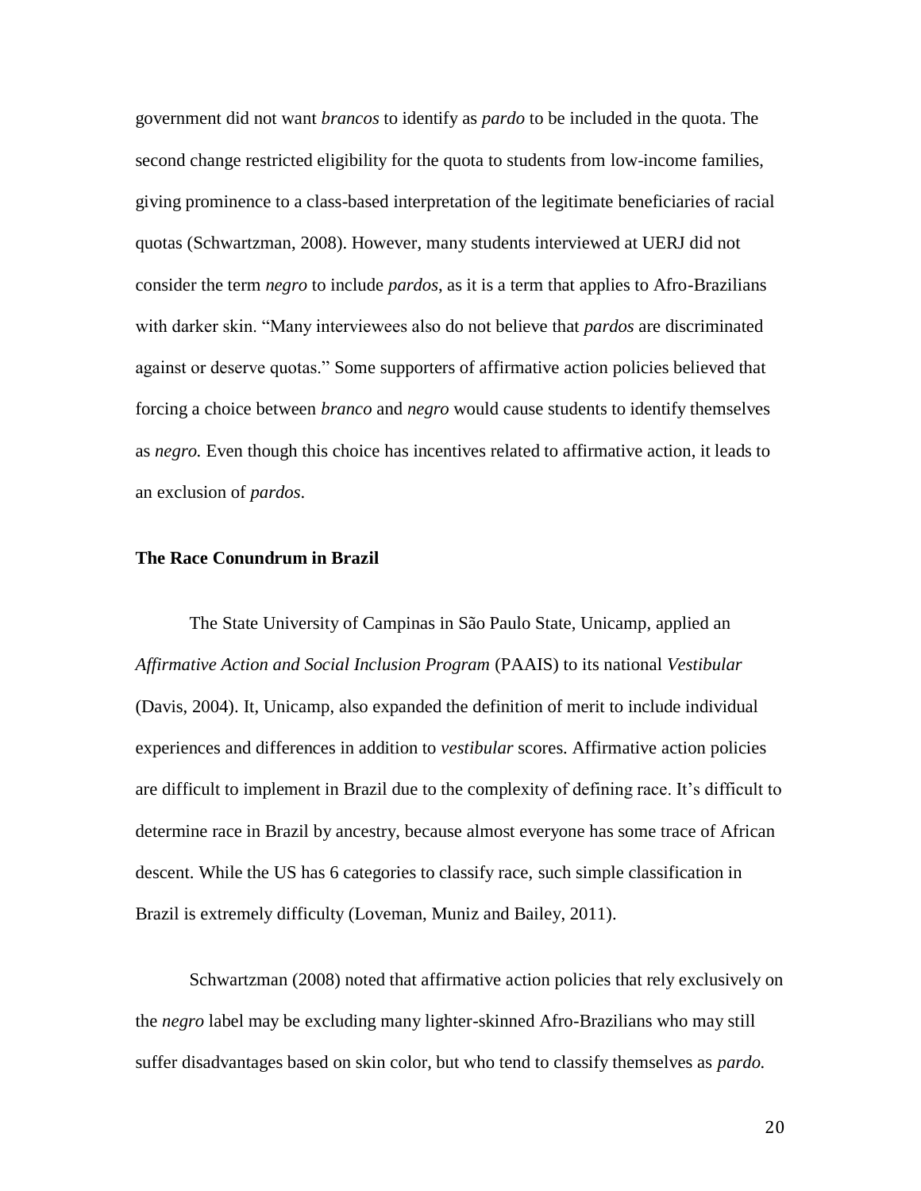government did not want *brancos* to identify as *pardo* to be included in the quota. The second change restricted eligibility for the quota to students from low-income families, giving prominence to a class-based interpretation of the legitimate beneficiaries of racial quotas (Schwartzman, 2008). However, many students interviewed at UERJ did not consider the term *negro* to include *pardos*, as it is a term that applies to Afro-Brazilians with darker skin. "Many interviewees also do not believe that *pardos* are discriminated against or deserve quotas." Some supporters of affirmative action policies believed that forcing a choice between *branco* and *negro* would cause students to identify themselves as *negro.* Even though this choice has incentives related to affirmative action, it leads to an exclusion of *pardos*.

### The Race Conundrum in Brazil

The State University of Campinas in São Paulo State, Unicamp, applied an *Affirmative Action and Social Inclusion Program* (PAAIS) to its national *Vestibular* (Davis, 2004). It, Unicamp, also expanded the definition of merit to include individual experiences and differences in addition to *vestibular* scores. Affirmative action policies are difficult to implement in Brazil due to the complexity of defining race. It's difficult to determine race in Brazil by ancestry, because almost everyone has some trace of African descent. While the US has 6 categories to classify race, such simple classification in Brazil is extremely difficulty (Loveman, Muniz and Bailey, 2011).

Schwartzman (2008) noted that affirmative action policies that rely exclusively on the *negro* label may be excluding many lighter-skinned Afro-Brazilians who may still suffer disadvantages based on skin color, but who tend to classify themselves as *pardo.*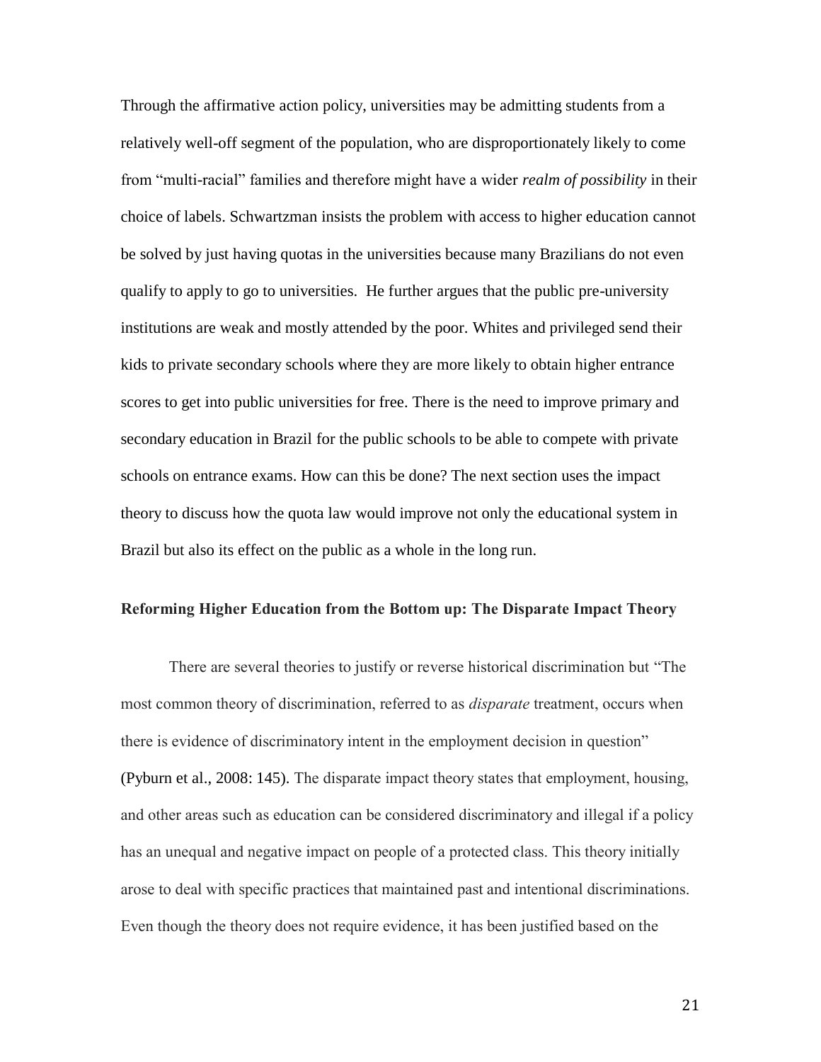Through the affirmative action policy, universities may be admitting students from a relatively well-off segment of the population, who are disproportionately likely to come from "multi-racial" families and therefore might have a wider *realm of possibility* in their choice of labels. Schwartzman insists the problem with access to higher education cannot be solved by just having quotas in the universities because many Brazilians do not even qualify to apply to go to universities. He further argues that the public pre-university institutions are weak and mostly attended by the poor. Whites and privileged send their kids to private secondary schools where they are more likely to obtain higher entrance scores to get into public universities for free. There is the need to improve primary and secondary education in Brazil for the public schools to be able to compete with private schools on entrance exams. How can this be done? The next section uses the impact theory to discuss how the quota law would improve not only the educational system in Brazil but also its effect on the public as a whole in the long run.

### Reforming Higher Education from the Bottom up: The Disparate Impact Theory

There are several theories to justify or reverse historical discrimination but "The most common theory of discrimination, referred to as *disparate* treatment, occurs when there is evidence of discriminatory intent in the employment decision in question" (Pyburn et al., 2008: 145). The disparate impact theory states that employment, housing, and other areas such as education can be considered discriminatory and illegal if a policy has an unequal and negative impact on people of a protected class. This theory initially arose to deal with specific practices that maintained past and intentional discriminations. Even though the theory does not require evidence, it has been justified based on the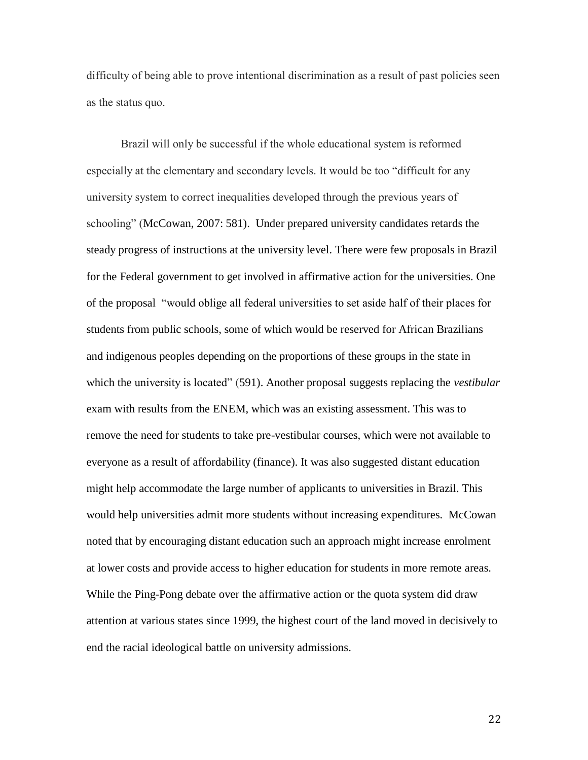difficulty of being able to prove intentional discrimination as a result of past policies seen as the status quo.

Brazil will only be successful if the whole educational system is reformed especially at the elementary and secondary levels. It would be too "difficult for any university system to correct inequalities developed through the previous years of schooling" (McCowan, 2007: 581). Under prepared university candidates retards the steady progress of instructions at the university level. There were few proposals in Brazil for the Federal government to get involved in affirmative action for the universities. One of the proposal "would oblige all federal universities to set aside half of their places for students from public schools, some of which would be reserved for African Brazilians and indigenous peoples depending on the proportions of these groups in the state in which the university is located" (591). Another proposal suggests replacing the *vestibular* exam with results from the ENEM, which was an existing assessment. This was to remove the need for students to take pre-vestibular courses, which were not available to everyone as a result of affordability (finance). It was also suggested distant education might help accommodate the large number of applicants to universities in Brazil. This would help universities admit more students without increasing expenditures. McCowan noted that by encouraging distant education such an approach might increase enrolment at lower costs and provide access to higher education for students in more remote areas. While the Ping-Pong debate over the affirmative action or the quota system did draw attention at various states since 1999, the highest court of the land moved in decisively to end the racial ideological battle on university admissions.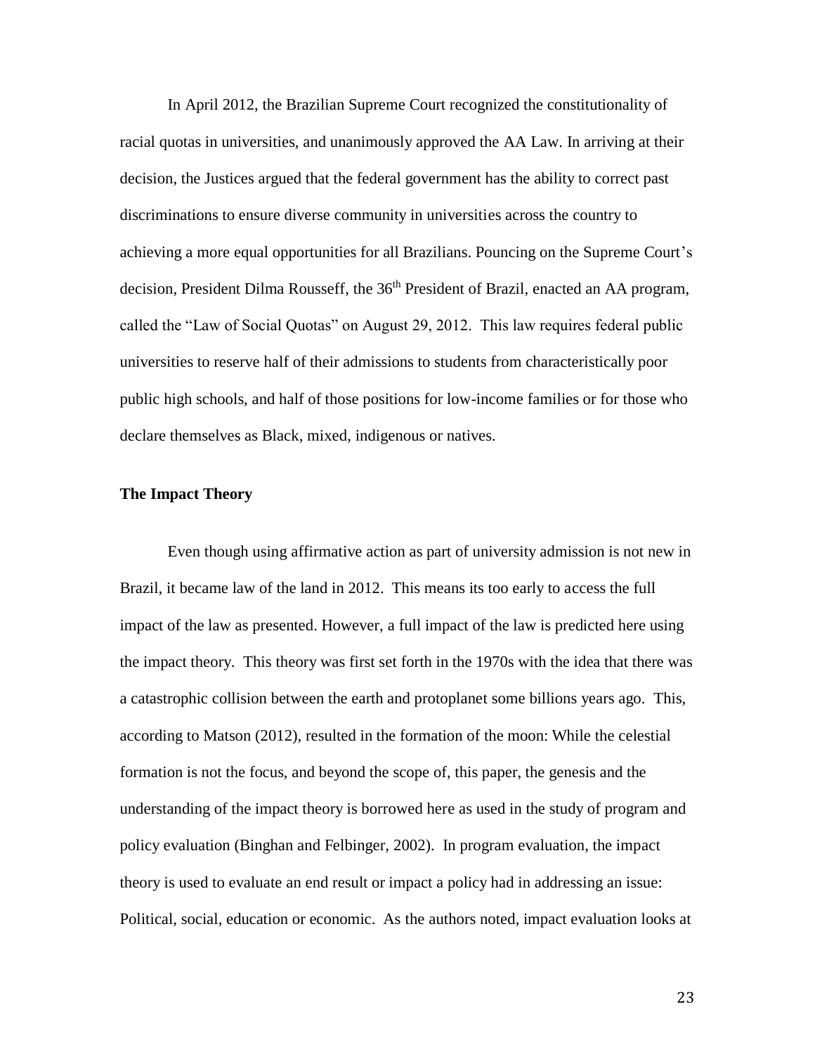In April 2012, the Brazilian Supreme Court recognized the constitutionality of racial quotas in universities, and unanimously approved the AA Law. In arriving at their decision, the Justices argued that the federal government has the ability to correct past discriminations to ensure diverse community in universities across the country to achieving a more equal opportunities for all Brazilians. Pouncing on the Supreme Court's decision, President Dilma Rousseff, the 36th President of Brazil, enacted an AA program, called the "Law of Social Quotas" on August 29, 2012. This law requires federal public universities to reserve half of their admissions to students from characteristically poor public high schools, and half of those positions for low-income families or for those who declare themselves as Black, mixed, indigenous or natives.

**The Impact Theory**

Even though using affirmative action as part of university admission is not new in Brazil, it became law of the land in 2012. This means its too early to access the full impact of the law as presented. However, a full impact of the law is predicted here using the impact theory. This theory was first set forth in the 1970s with the idea that there was a catastrophic collision between the earth and protoplanet some billions years ago. This, according to Matson (2012), resulted in the formation of the moon: While the celestial formation is not the focus, and beyond the scope of, this paper, the genesis and the understanding of the impact theory is borrowed here as used in the study of program and policy evaluation (Binghan and Felbinger, 2002). In program evaluation, the impact theory is used to evaluate an end result or impact a policy had in addressing an issue: Political, social, education or economic. As the authors noted, impact evaluation looks at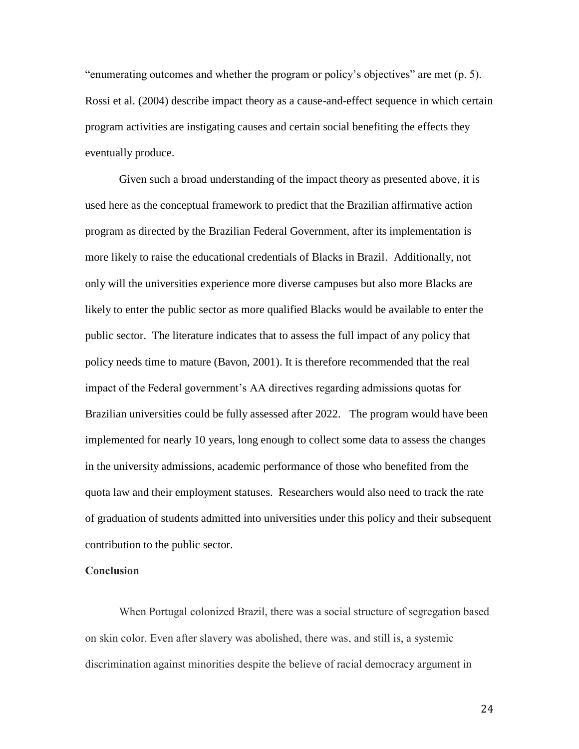"enumerating outcomes and whether the program or policy's objectives" are met (p. 5). Rossi et al. (2004) describe impact theory as a cause-and-effect sequence in which certain program activities are instigating causes and certain social benefiting the effects they eventually produce.

Given such a broad understanding of the impact theory as presented above, it is used here as the conceptual framework to predict that the Brazilian affirmative action program as directed by the Brazilian Federal Government, after its implementation is more likely to raise the educational credentials of Blacks in Brazil. Additionally, not only will the universities experience more diverse campuses but also more Blacks are likely to enter the public sector as more qualified Blacks would be available to enter the public sector. The literature indicates that to assess the full impact of any policy that policy needs time to mature (Bavon, 2001). It is therefore recommended that the real impact of the Federal government's AA directives regarding admissions quotas for Brazilian universities could be fully assessed after 2022. The program would have been implemented for nearly 10 years, long enough to collect some data to assess the changes in the university admissions, academic performance of those who benefited from the quota law and their employment statuses. Researchers would also need to track the rate of graduation of students admitted into universities under this policy and their subsequent contribution to the public sector.

**Conclusion**

When Portugal colonized Brazil, there was a social structure of segregation based on skin color. Even after slavery was abolished, there was, and still is, a systemic discrimination against minorities despite the believe of racial democracy argument in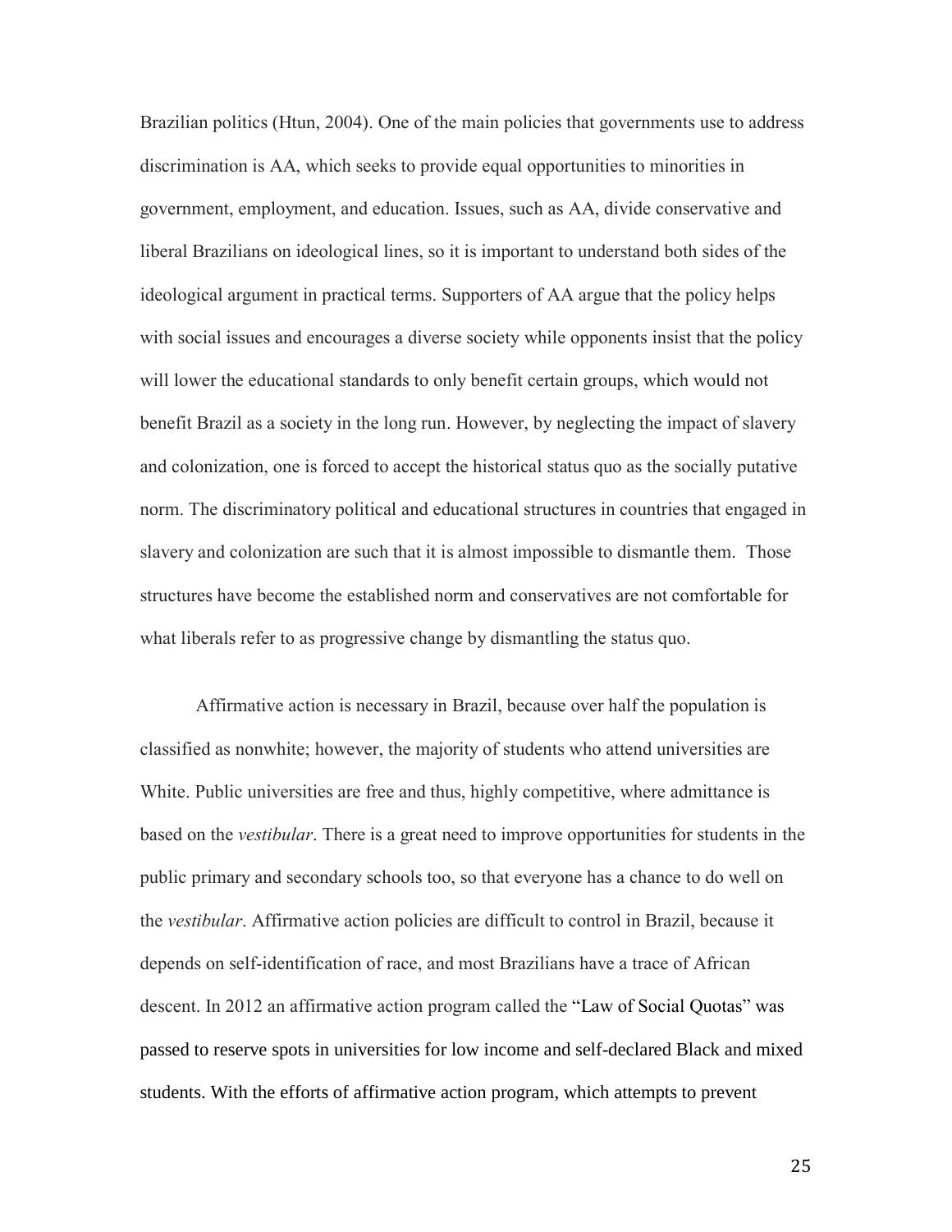Brazilian politics (Htun, 2004). One of the main policies that governments use to address discrimination is AA, which seeks to provide equal opportunities to minorities in government, employment, and education. Issues, such as AA, divide conservative and liberal Brazilians on ideological lines, so it is important to understand both sides of the ideological argument in practical terms. Supporters of AA argue that the policy helps with social issues and encourages a diverse society while opponents insist that the policy will lower the educational standards to only benefit certain groups, which would not benefit Brazil as a society in the long run. However, by neglecting the impact of slavery and colonization, one is forced to accept the historical status quo as the socially putative norm. The discriminatory political and educational structures in countries that engaged in slavery and colonization are such that it is almost impossible to dismantle them. Those structures have become the established norm and conservatives are not comfortable for what liberals refer to as progressive change by dismantling the status quo.

Affirmative action is necessary in Brazil, because over half the population is classified as nonwhite; however, the majority of students who attend universities are White. Public universities are free and thus, highly competitive, where admittance is based on the *vestibular*. There is a great need to improve opportunities for students in the public primary and secondary schools too, so that everyone has a chance to do well on the *vestibular*. Affirmative action policies are difficult to control in Brazil, because it depends on self-identification of race, and most Brazilians have a trace of African descent. In 2012 an affirmative action program called the "Law of Social Quotas" was passed to reserve spots in universities for low income and self-declared Black and mixed students. With the efforts of affirmative action program, which attempts to prevent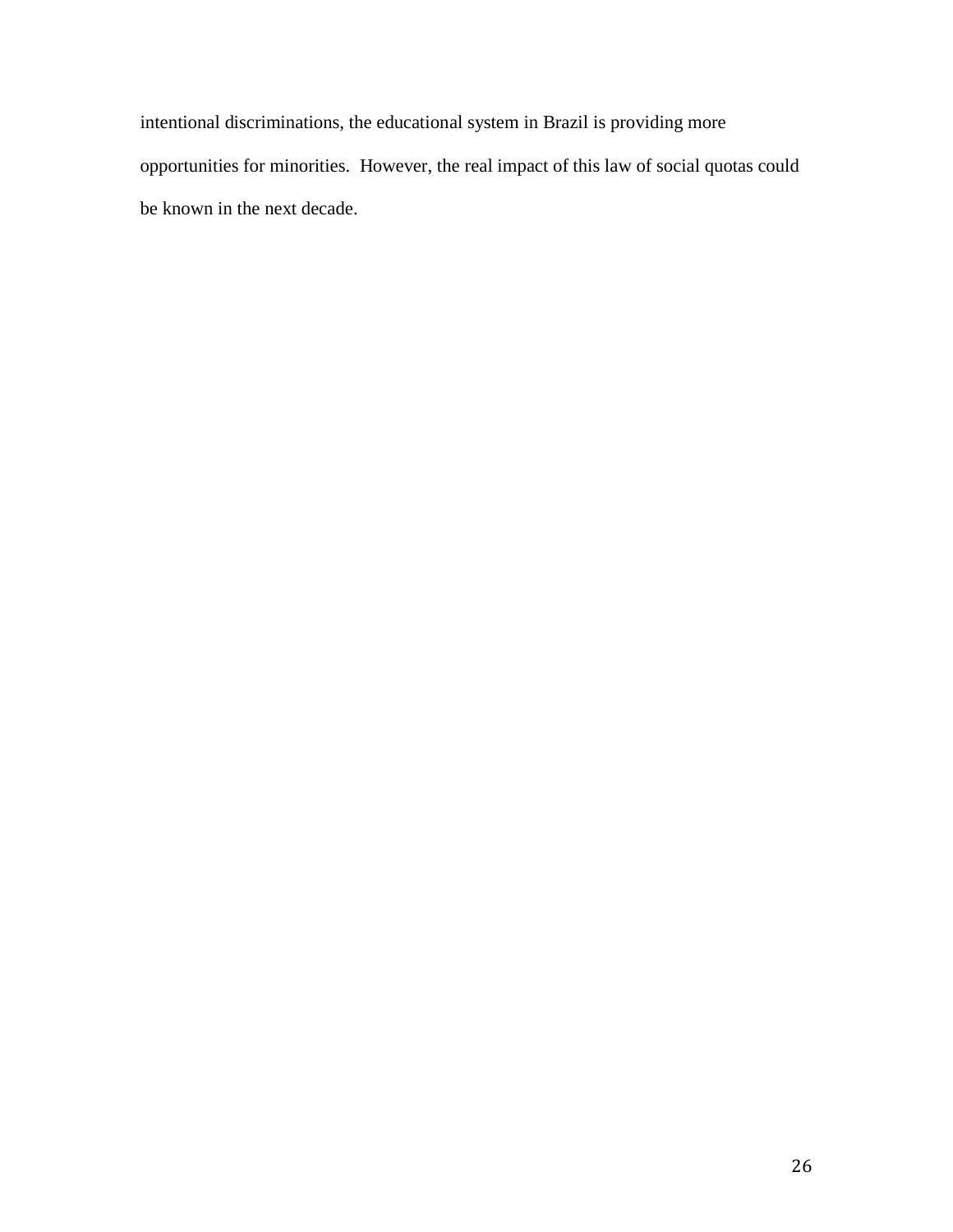intentional discriminations, the educational system in Brazil is providing more opportunities for minorities.  However, the real impact of this law of social quotas could be known in the next decade.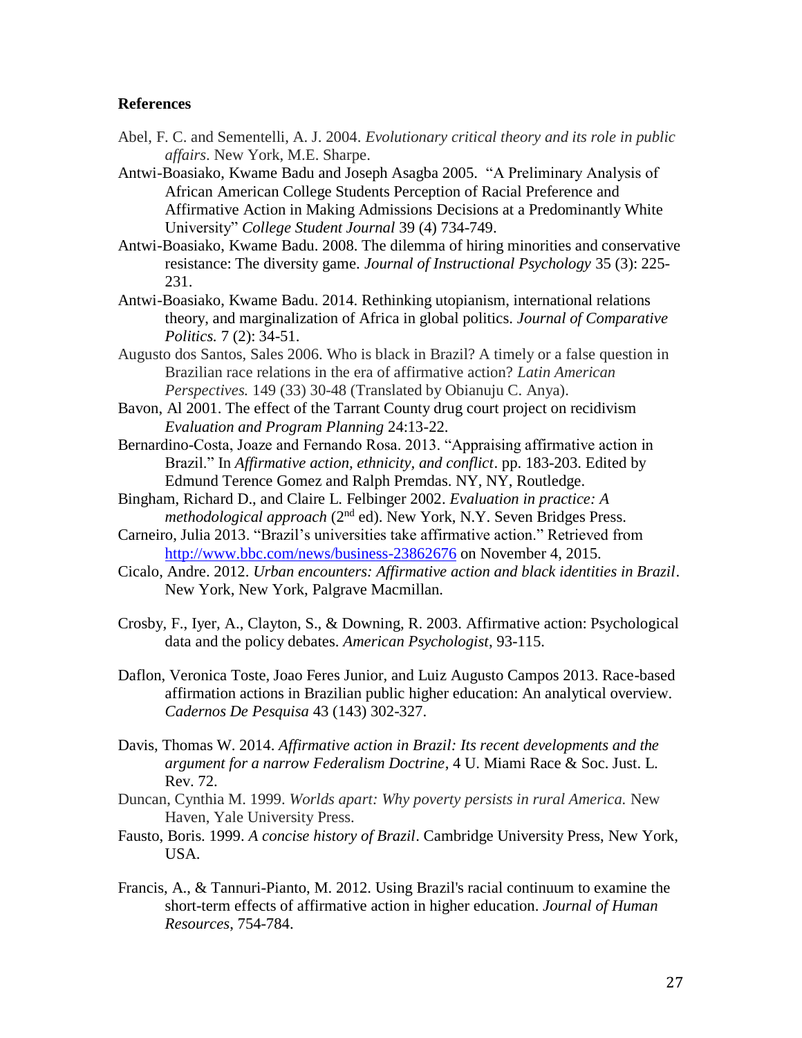**References**

Abel, F. C. and Sementelli, A. J. 2004. *Evolutionary critical theory and its role in public affairs*. New York, M.E. Sharpe.

Antwi-Boasiako, Kwame Badu and Joseph Asagba 2005. "A Preliminary Analysis of African American College Students Perception of Racial Preference and Affirmative Action in Making Admissions Decisions at a Predominantly White University" *College Student Journal* 39 (4) 734-749.

Antwi-Boasiako, Kwame Badu. 2008. The dilemma of hiring minorities and conservative resistance: The diversity game. *Journal of Instructional Psychology* 35 (3): 225-231.

Antwi-Boasiako, Kwame Badu. 2014. Rethinking utopianism, international relations theory, and marginalization of Africa in global politics. *Journal of Comparative Politics.* 7 (2): 34-51.

Augusto dos Santos, Sales 2006. Who is black in Brazil? A timely or a false question in Brazilian race relations in the era of affirmative action? *Latin American Perspectives.* 149 (33) 30-48 (Translated by Obianuju C. Anya).

Bavon, Al 2001. The effect of the Tarrant County drug court project on recidivism *Evaluation and Program Planning* 24:13-22.

Bernardino-Costa, Joaze and Fernando Rosa. 2013. "Appraising affirmative action in Brazil." In *Affirmative action, ethnicity, and conflict*. pp. 183-203. Edited by Edmund Terence Gomez and Ralph Premdas. NY, NY, Routledge.

Bingham, Richard D., and Claire L. Felbinger 2002. *Evaluation in practice: A methodological approach* (2nd ed). New York, N.Y. Seven Bridges Press.

Carneiro, Julia 2013. "Brazil's universities take affirmative action." Retrieved from http://www.bbc.com/news/business-23862676 on November 4, 2015.

Cicalo, Andre. 2012. *Urban encounters: Affirmative action and black identities in Brazil*. New York, New York, Palgrave Macmillan.

Crosby, F., Iyer, A., Clayton, S., & Downing, R. 2003. Affirmative action: Psychological data and the policy debates. *American Psychologist*, 93-115.

Daflon, Veronica Toste, Joao Feres Junior, and Luiz Augusto Campos 2013. Race-based affirmation actions in Brazilian public higher education: An analytical overview. *Cadernos De Pesquisa* 43 (143) 302-327.

Davis, Thomas W. 2014. *Affirmative action in Brazil: Its recent developments and the argument for a narrow Federalism Doctrine*, 4 U. Miami Race & Soc. Just. L. Rev. 72.

Duncan, Cynthia M. 1999. *Worlds apart: Why poverty persists in rural America.* New Haven, Yale University Press.

Fausto, Boris. 1999. *A concise history of Brazil*. Cambridge University Press, New York, USA.

Francis, A., & Tannuri-Pianto, M. 2012. Using Brazil's racial continuum to examine the short-term effects of affirmative action in higher education. *Journal of Human Resources*, 754-784.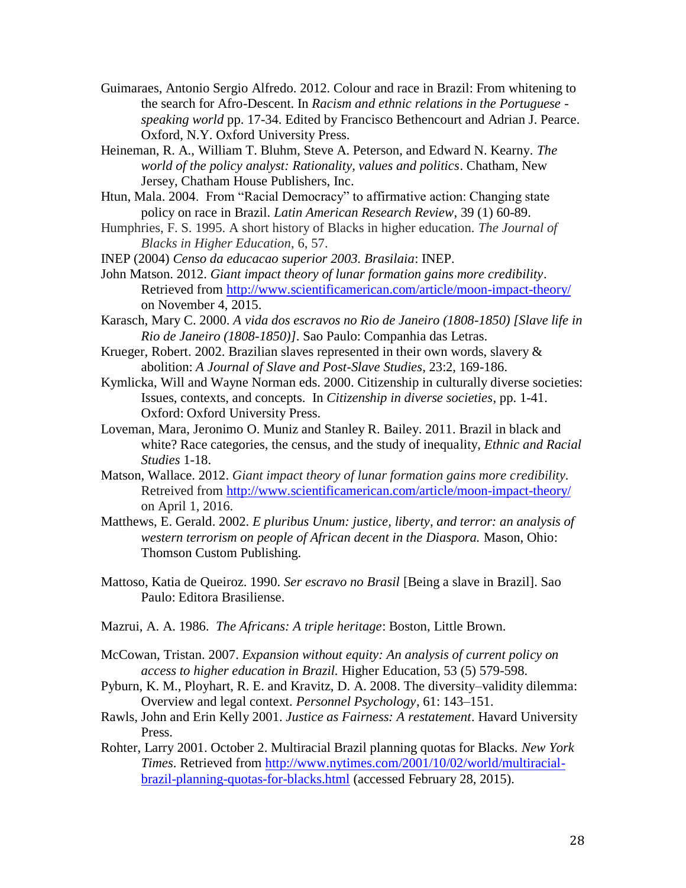Guimaraes, Antonio Sergio Alfredo. 2012. Colour and race in Brazil: From whitening to the search for Afro-Descent. In *Racism and ethnic relations in the Portuguese - speaking world* pp. 17-34. Edited by Francisco Bethencourt and Adrian J. Pearce. Oxford, N.Y. Oxford University Press.

Heineman, R. A., William T. Bluhm, Steve A. Peterson, and Edward N. Kearny. *The world of the policy analyst: Rationality, values and politics*. Chatham, New Jersey, Chatham House Publishers, Inc.

Htun, Mala. 2004. From "Racial Democracy" to affirmative action: Changing state policy on race in Brazil. *Latin American Research Review*, 39 (1) 60-89.

Humphries, F. S. 1995. A short history of Blacks in higher education. *The Journal of Blacks in Higher Education*, 6, 57.

INEP (2004) *Censo da educacao superior 2003. Brasilaia*: INEP.

John Matson. 2012. *Giant impact theory of lunar formation gains more credibility*. Retrieved from http://www.scientificamerican.com/article/moon-impact-theory/ on November 4, 2015.

Karasch, Mary C. 2000. *A vida dos escravos no Rio de Janeiro (1808-1850) [Slave life in Rio de Janeiro (1808-1850)]*. Sao Paulo: Companhia das Letras.

Krueger, Robert. 2002. Brazilian slaves represented in their own words, slavery & abolition: *A Journal of Slave and Post-Slave Studies*, 23:2, 169-186.

Kymlicka, Will and Wayne Norman eds. 2000. Citizenship in culturally diverse societies: Issues, contexts, and concepts. In *Citizenship in diverse societies*, pp. 1-41. Oxford: Oxford University Press.

Loveman, Mara, Jeronimo O. Muniz and Stanley R. Bailey. 2011. Brazil in black and white? Race categories, the census, and the study of inequality, *Ethnic and Racial Studies* 1-18.

Matson, Wallace. 2012. *Giant impact theory of lunar formation gains more credibility.* Retreived from http://www.scientificamerican.com/article/moon-impact-theory/ on April 1, 2016.

Matthews, E. Gerald. 2002. *E pluribus Unum: justice, liberty, and terror: an analysis of western terrorism on people of African decent in the Diaspora.* Mason, Ohio: Thomson Custom Publishing.

Mattoso, Katia de Queiroz. 1990. *Ser escravo no Brasil* [Being a slave in Brazil]. Sao Paulo: Editora Brasiliense.

Mazrui, A. A. 1986. *The Africans: A triple heritage*: Boston, Little Brown.

McCowan, Tristan. 2007. *Expansion without equity: An analysis of current policy on access to higher education in Brazil.* Higher Education, 53 (5) 579-598.

Pyburn, K. M., Ployhart, R. E. and Kravitz, D. A. 2008. The diversity–validity dilemma: Overview and legal context. *Personnel Psychology*, 61: 143–151.

Rawls, John and Erin Kelly 2001. *Justice as Fairness: A restatement*. Havard University Press.

Rohter, Larry 2001. October 2. Multiracial Brazil planning quotas for Blacks. *New York Times*. Retrieved from http://www.nytimes.com/2001/10/02/world/multiracial-brazil-planning-quotas-for-blacks.html (accessed February 28, 2015).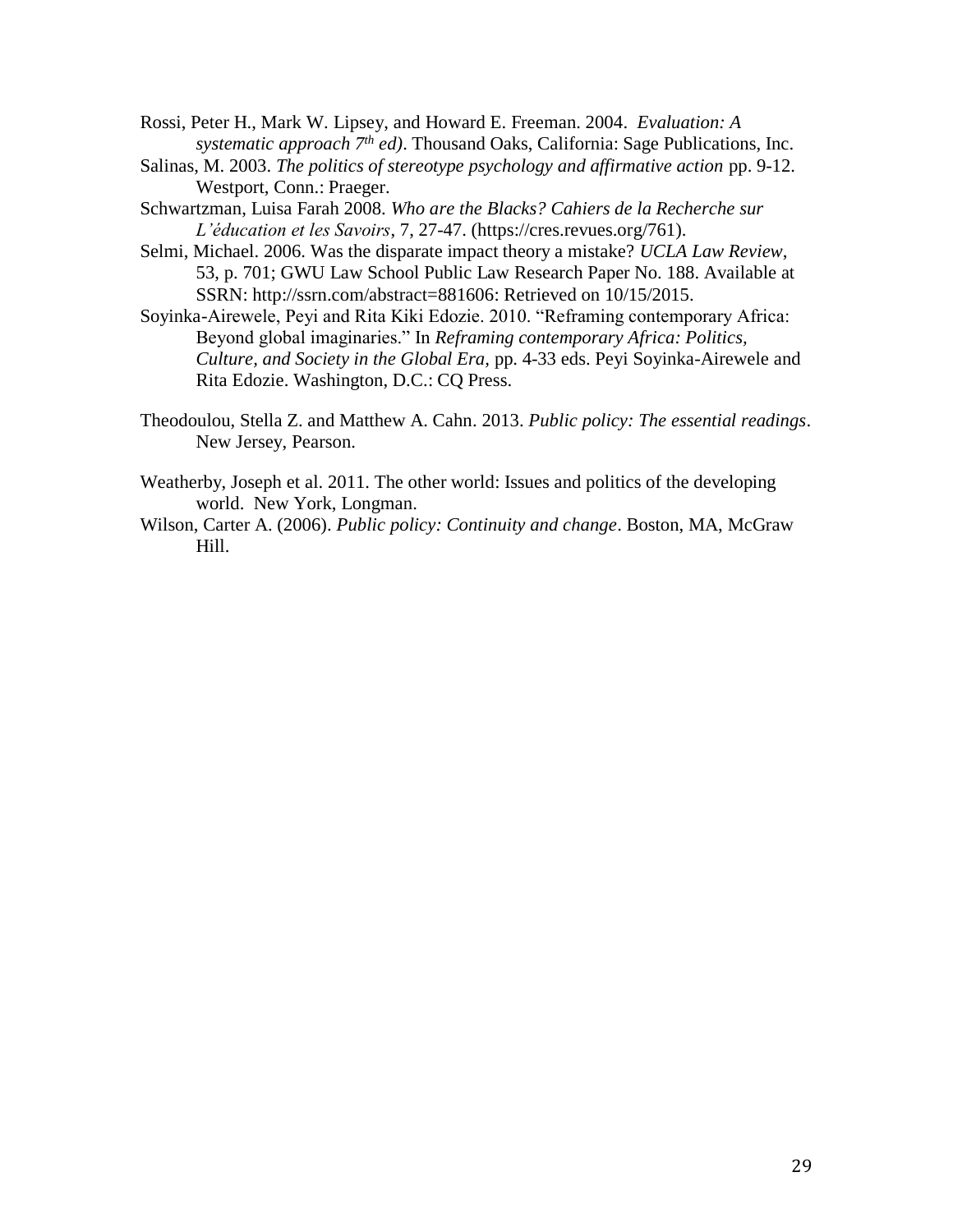Rossi, Peter H., Mark W. Lipsey, and Howard E. Freeman. 2004. *Evaluation: A systematic approach 7th ed)*. Thousand Oaks, California: Sage Publications, Inc.

Salinas, M. 2003. *The politics of stereotype psychology and affirmative action* pp. 9-12. Westport, Conn.: Praeger.

Schwartzman, Luisa Farah 2008. *Who are the Blacks? Cahiers de la Recherche sur L'éducation et les Savoirs*, 7, 27-47. (https://cres.revues.org/761).

Selmi, Michael. 2006. Was the disparate impact theory a mistake? *UCLA Law Review*, 53, p. 701; GWU Law School Public Law Research Paper No. 188. Available at SSRN: http://ssrn.com/abstract=881606: Retrieved on 10/15/2015.

Soyinka-Airewele, Peyi and Rita Kiki Edozie. 2010. "Reframing contemporary Africa: Beyond global imaginaries." In *Reframing contemporary Africa: Politics, Culture, and Society in the Global Era,* pp. 4-33 eds. Peyi Soyinka-Airewele and Rita Edozie. Washington, D.C.: CQ Press.

Theodoulou, Stella Z. and Matthew A. Cahn. 2013. *Public policy: The essential readings*. New Jersey, Pearson.

Weatherby, Joseph et al. 2011. The other world: Issues and politics of the developing world. New York, Longman.

Wilson, Carter A. (2006). *Public policy: Continuity and change*. Boston, MA, McGraw Hill.